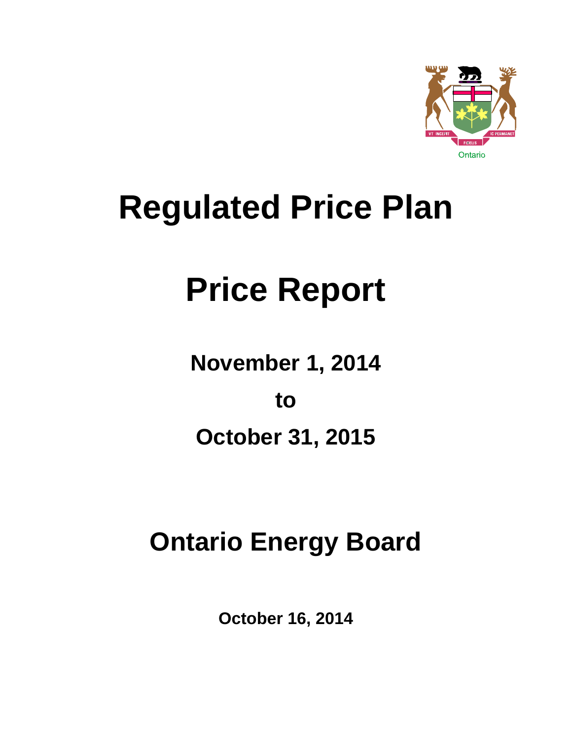# Regulated Price Plan

# Price Report

## November 1, 2014

## to

## October 31, 2015

# Ontario Energy Board

**October 16, 2014**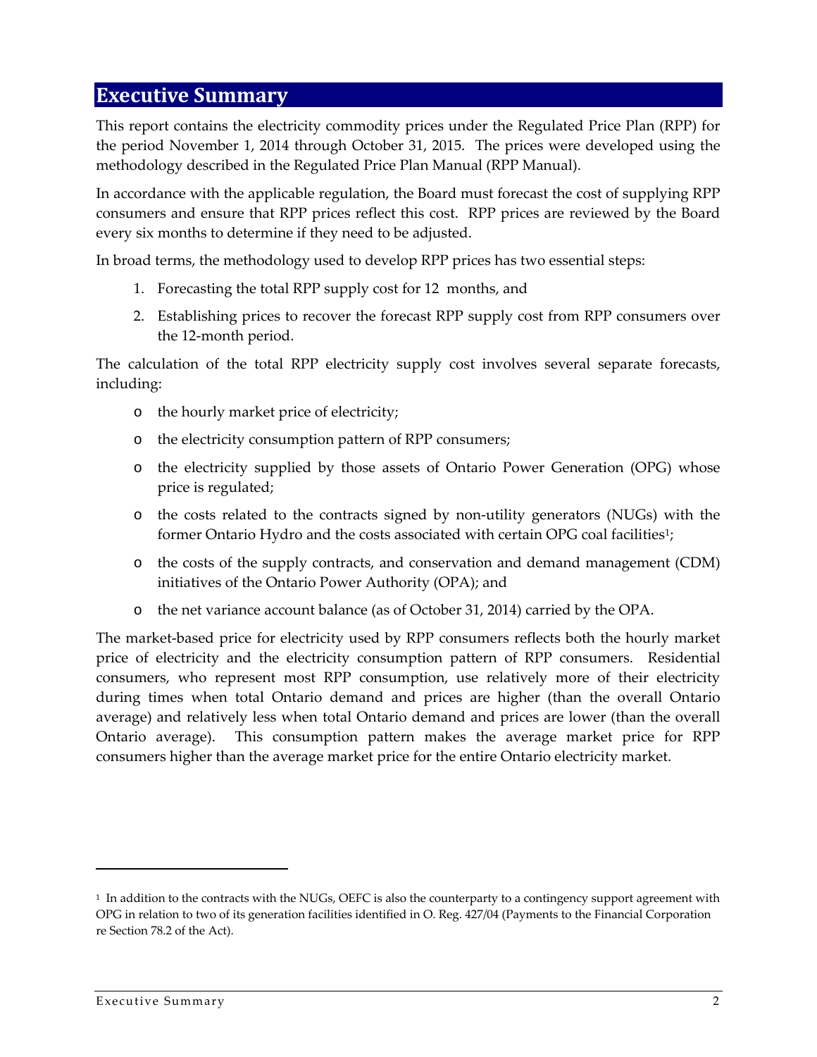# Executive Summary

This report contains the electricity commodity prices under the Regulated Price Plan (RPP) for the period November 1, 2014 through October 31, 2015. The prices were developed using the methodology described in the Regulated Price Plan Manual (RPP Manual).

In accordance with the applicable regulation, the Board must forecast the cost of supplying RPP consumers and ensure that RPP prices reflect this cost. RPP prices are reviewed by the Board every six months to determine if they need to be adjusted.

In broad terms, the methodology used to develop RPP prices has two essential steps:

1. Forecasting the total RPP supply cost for 12 months, and
2. Establishing prices to recover the forecast RPP supply cost from RPP consumers over the 12-month period.

The calculation of the total RPP electricity supply cost involves several separate forecasts, including:

- the hourly market price of electricity;
- the electricity consumption pattern of RPP consumers;
- the electricity supplied by those assets of Ontario Power Generation (OPG) whose price is regulated;
- the costs related to the contracts signed by non-utility generators (NUGs) with the former Ontario Hydro and the costs associated with certain OPG coal facilities[1];
- the costs of the supply contracts, and conservation and demand management (CDM) initiatives of the Ontario Power Authority (OPA); and
- the net variance account balance (as of October 31, 2014) carried by the OPA.

The market-based price for electricity used by RPP consumers reflects both the hourly market price of electricity and the electricity consumption pattern of RPP consumers. Residential consumers, who represent most RPP consumption, use relatively more of their electricity during times when total Ontario demand and prices are higher (than the overall Ontario average) and relatively less when total Ontario demand and prices are lower (than the overall Ontario average). This consumption pattern makes the average market price for RPP consumers higher than the average market price for the entire Ontario electricity market.

[1] In addition to the contracts with the NUGs, OEFC is also the counterparty to a contingency support agreement with OPG in relation to two of its generation facilities identified in O. Reg. 427/04 (Payments to the Financial Corporation re Section 78.2 of the Act).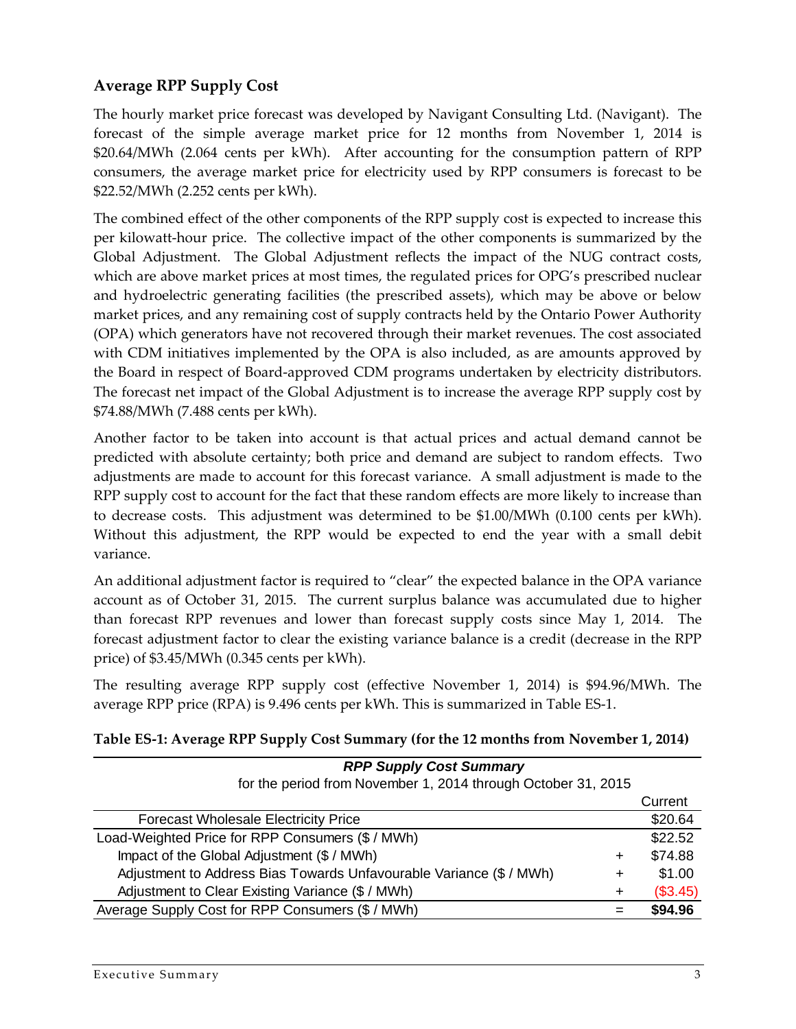### Average RPP Supply Cost

The hourly market price forecast was developed by Navigant Consulting Ltd. (Navigant). The forecast of the simple average market price for 12 months from November 1, 2014 is $20.64/MWh (2.064 cents per kWh). After accounting for the consumption pattern of RPP consumers, the average market price for electricity used by RPP consumers is forecast to be $22.52/MWh (2.252 cents per kWh).

The combined effect of the other components of the RPP supply cost is expected to increase this per kilowatt-hour price. The collective impact of the other components is summarized by the Global Adjustment. The Global Adjustment reflects the impact of the NUG contract costs, which are above market prices at most times, the regulated prices for OPG's prescribed nuclear and hydroelectric generating facilities (the prescribed assets), which may be above or below market prices, and any remaining cost of supply contracts held by the Ontario Power Authority (OPA) which generators have not recovered through their market revenues. The cost associated with CDM initiatives implemented by the OPA is also included, as are amounts approved by the Board in respect of Board-approved CDM programs undertaken by electricity distributors. The forecast net impact of the Global Adjustment is to increase the average RPP supply cost by $74.88/MWh (7.488 cents per kWh).

Another factor to be taken into account is that actual prices and actual demand cannot be predicted with absolute certainty; both price and demand are subject to random effects. Two adjustments are made to account for this forecast variance. A small adjustment is made to the RPP supply cost to account for the fact that these random effects are more likely to increase than to decrease costs. This adjustment was determined to be $1.00/MWh (0.100 cents per kWh). Without this adjustment, the RPP would be expected to end the year with a small debit variance.

An additional adjustment factor is required to "clear" the expected balance in the OPA variance account as of October 31, 2015. The current surplus balance was accumulated due to higher than forecast RPP revenues and lower than forecast supply costs since May 1, 2014. The forecast adjustment factor to clear the existing variance balance is a credit (decrease in the RPP price) of $3.45/MWh (0.345 cents per kWh).

The resulting average RPP supply cost (effective November 1, 2014) is $94.96/MWh. The average RPP price (RPA) is 9.496 cents per kWh. This is summarized in Table ES-1.

**Table ES-1: Average RPP Supply Cost Summary (for the 12 months from November 1, 2014)**

| ***RPP Supply Cost Summary*** for the period from November 1, 2014 through October 31, 2015 | | Current |
|---|---|---|
| Forecast Wholesale Electricity Price | | $20.64 |
| Load-Weighted Price for RPP Consumers ($ / MWh) | | $22.52 |
| Impact of the Global Adjustment ($ / MWh) | + | $74.88 |
| Adjustment to Address Bias Towards Unfavourable Variance ($ / MWh) | + | $1.00 |
| Adjustment to Clear Existing Variance ($ / MWh) | + | ($3.45) |
| Average Supply Cost for RPP Consumers ($ / MWh) | = | **$94.96** |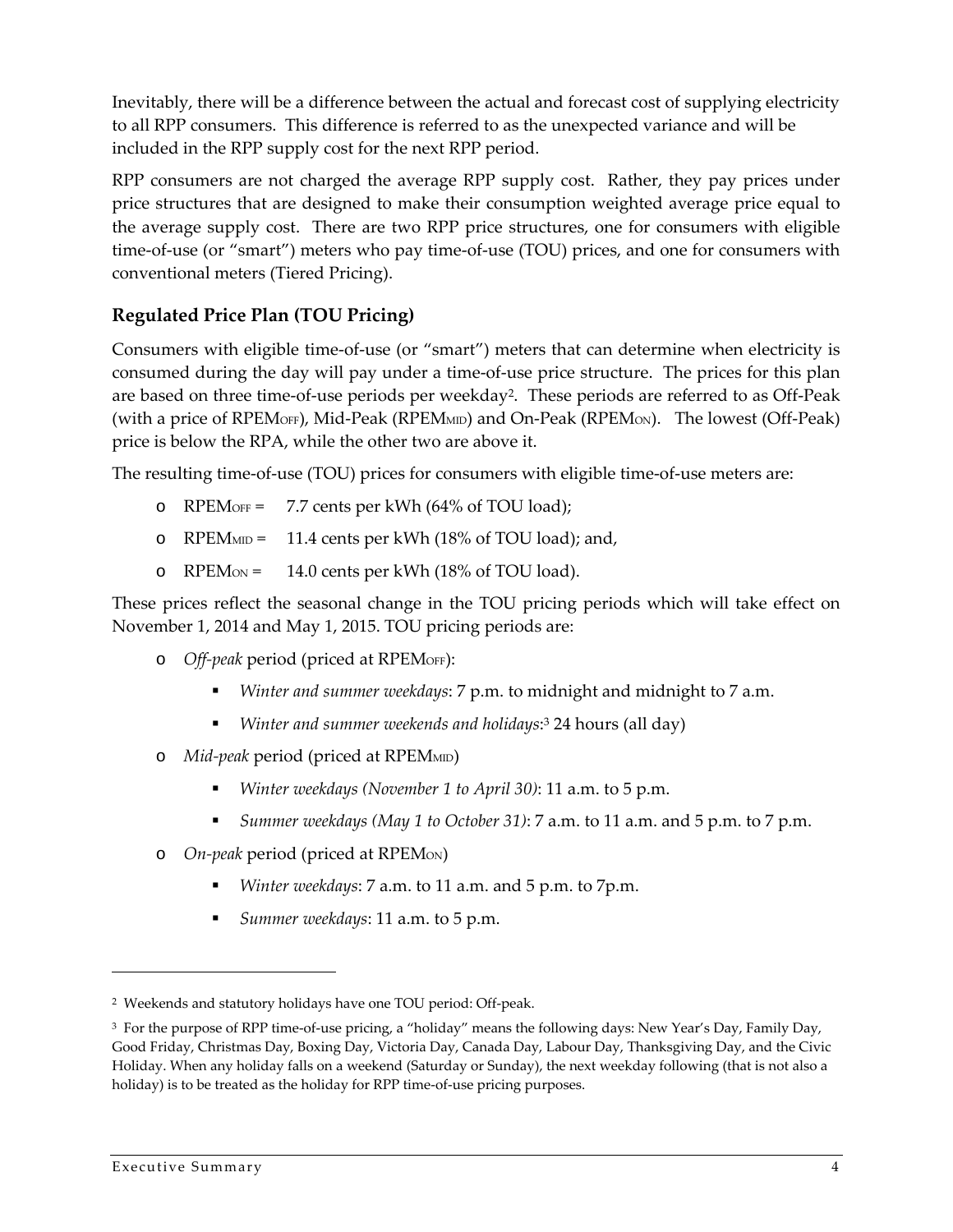Inevitably, there will be a difference between the actual and forecast cost of supplying electricity to all RPP consumers. This difference is referred to as the unexpected variance and will be included in the RPP supply cost for the next RPP period.

RPP consumers are not charged the average RPP supply cost. Rather, they pay prices under price structures that are designed to make their consumption weighted average price equal to the average supply cost. There are two RPP price structures, one for consumers with eligible time-of-use (or "smart") meters who pay time-of-use (TOU) prices, and one for consumers with conventional meters (Tiered Pricing).

## Regulated Price Plan (TOU Pricing)

Consumers with eligible time-of-use (or "smart") meters that can determine when electricity is consumed during the day will pay under a time-of-use price structure. The prices for this plan are based on three time-of-use periods per weekday[2]. These periods are referred to as Off-Peak (with a price of $RPEM_{OFF}$), Mid-Peak ($RPEM_{MID}$) and On-Peak ($RPEM_{ON}$). The lowest (Off-Peak) price is below the RPA, while the other two are above it.

The resulting time-of-use (TOU) prices for consumers with eligible time-of-use meters are:

- $RPEM_{OFF}$ = 7.7 cents per kWh (64% of TOU load);
- $RPEM_{MID}$ = 11.4 cents per kWh (18% of TOU load); and,
- $RPEM_{ON}$ = 14.0 cents per kWh (18% of TOU load).

These prices reflect the seasonal change in the TOU pricing periods which will take effect on November 1, 2014 and May 1, 2015. TOU pricing periods are:

- *Off-peak* period (priced at $RPEM_{OFF}$):
  - *Winter and summer weekdays*: 7 p.m. to midnight and midnight to 7 a.m.
  - *Winter and summer weekends and holidays*:[3] 24 hours (all day)
- *Mid-peak* period (priced at $RPEM_{MID}$)
  - *Winter weekdays (November 1 to April 30)*: 11 a.m. to 5 p.m.
  - *Summer weekdays (May 1 to October 31)*: 7 a.m. to 11 a.m. and 5 p.m. to 7 p.m.
- *On-peak* period (priced at $RPEM_{ON}$)
  - *Winter weekdays*: 7 a.m. to 11 a.m. and 5 p.m. to 7p.m.
  - *Summer weekdays*: 11 a.m. to 5 p.m.

---

[2] Weekends and statutory holidays have one TOU period: Off-peak.

[3] For the purpose of RPP time-of-use pricing, a "holiday" means the following days: New Year's Day, Family Day, Good Friday, Christmas Day, Boxing Day, Victoria Day, Canada Day, Labour Day, Thanksgiving Day, and the Civic Holiday. When any holiday falls on a weekend (Saturday or Sunday), the next weekday following (that is not also a holiday) is to be treated as the holiday for RPP time-of-use pricing purposes.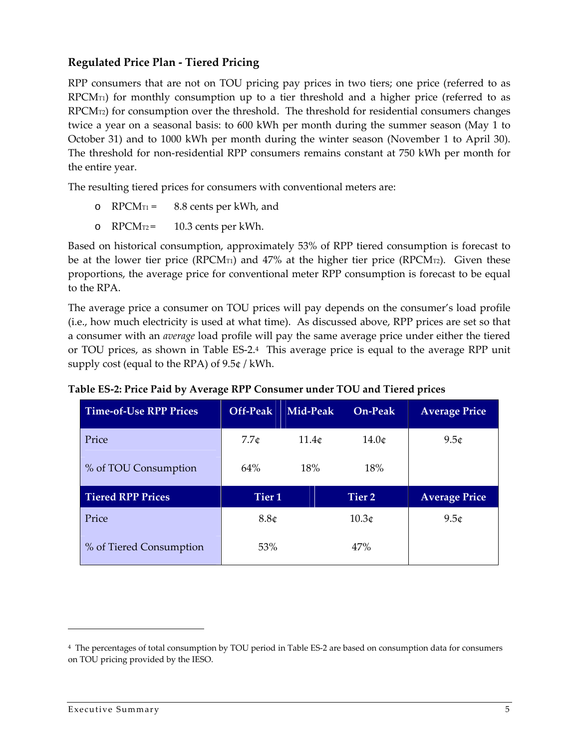### Regulated Price Plan - Tiered Pricing

RPP consumers that are not on TOU pricing pay prices in two tiers; one price (referred to as $RPCM_{T1}$) for monthly consumption up to a tier threshold and a higher price (referred to as $RPCM_{T2}$) for consumption over the threshold. The threshold for residential consumers changes twice a year on a seasonal basis: to 600 kWh per month during the summer season (May 1 to October 31) and to 1000 kWh per month during the winter season (November 1 to April 30). The threshold for non-residential RPP consumers remains constant at 750 kWh per month for the entire year.

The resulting tiered prices for consumers with conventional meters are:

- $RPCM_{T1}$ = 8.8 cents per kWh, and
- $RPCM_{T2}$ = 10.3 cents per kWh.

Based on historical consumption, approximately 53% of RPP tiered consumption is forecast to be at the lower tier price ($RPCM_{T1}$) and 47% at the higher tier price ($RPCM_{T2}$). Given these proportions, the average price for conventional meter RPP consumption is forecast to be equal to the RPA.

The average price a consumer on TOU prices will pay depends on the consumer's load profile (i.e., how much electricity is used at what time). As discussed above, RPP prices are set so that a consumer with an *average* load profile will pay the same average price under either the tiered or TOU prices, as shown in Table ES-2.[4] This average price is equal to the average RPP unit supply cost (equal to the RPA) of 9.5¢ / kWh.

**Table ES-2: Price Paid by Average RPP Consumer under TOU and Tiered prices**

| Time-of-Use RPP Prices | Off-Peak | Mid-Peak | On-Peak | Average Price |
|---|---|---|---|---|
| Price | 7.7¢ | 11.4¢ | 14.0¢ | 9.5¢ |
| % of TOU Consumption | 64% | 18% | 18% | |
| **Tiered RPP Prices** | **Tier 1** | | **Tier 2** | **Average Price** |
| Price | 8.8¢ | | 10.3¢ | 9.5¢ |
| % of Tiered Consumption | 53% | | 47% | |

[4] The percentages of total consumption by TOU period in Table ES-2 are based on consumption data for consumers on TOU pricing provided by the IESO.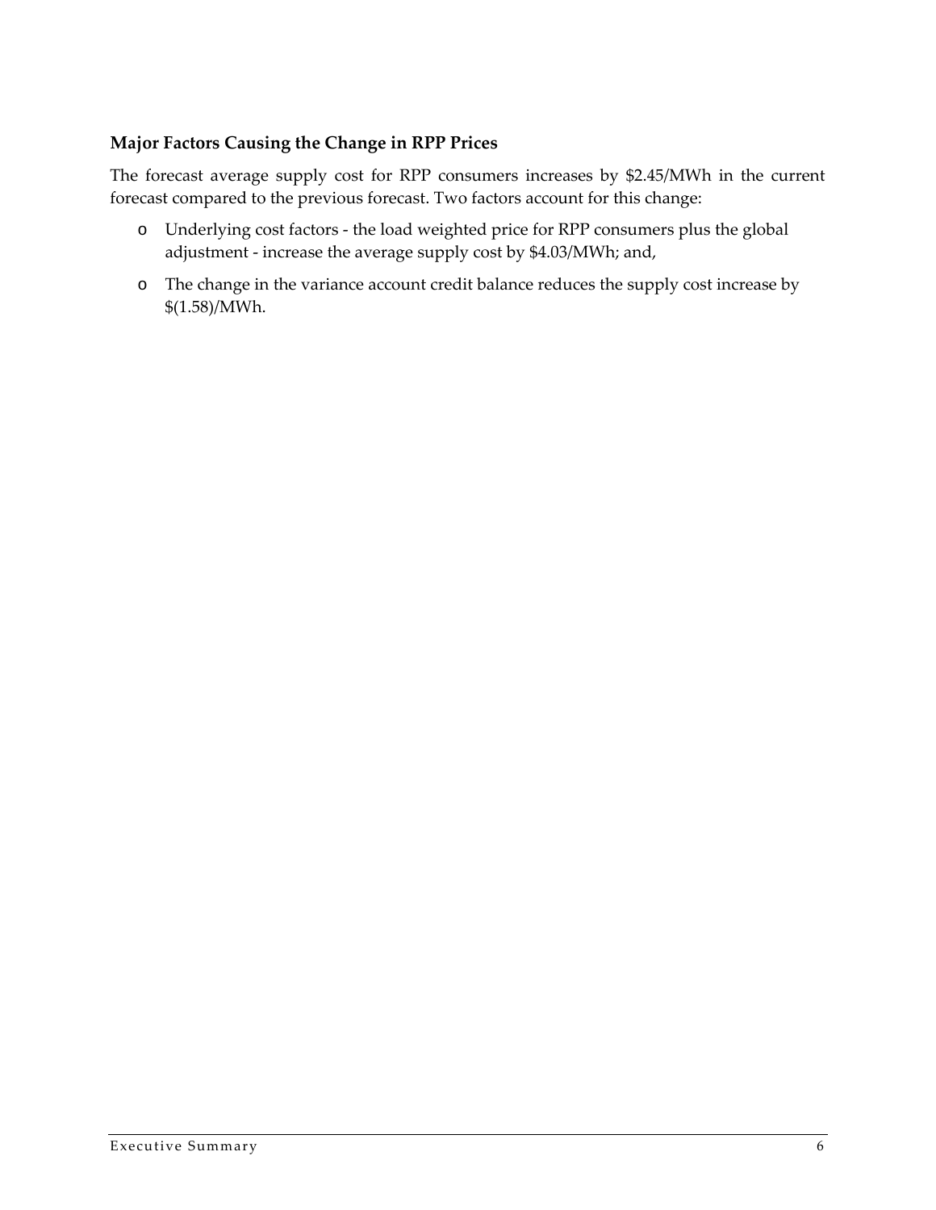### Major Factors Causing the Change in RPP Prices

The forecast average supply cost for RPP consumers increases by $2.45/MWh in the current forecast compared to the previous forecast. Two factors account for this change:

- Underlying cost factors - the load weighted price for RPP consumers plus the global adjustment - increase the average supply cost by $4.03/MWh; and,
- The change in the variance account credit balance reduces the supply cost increase by $(1.58)/MWh.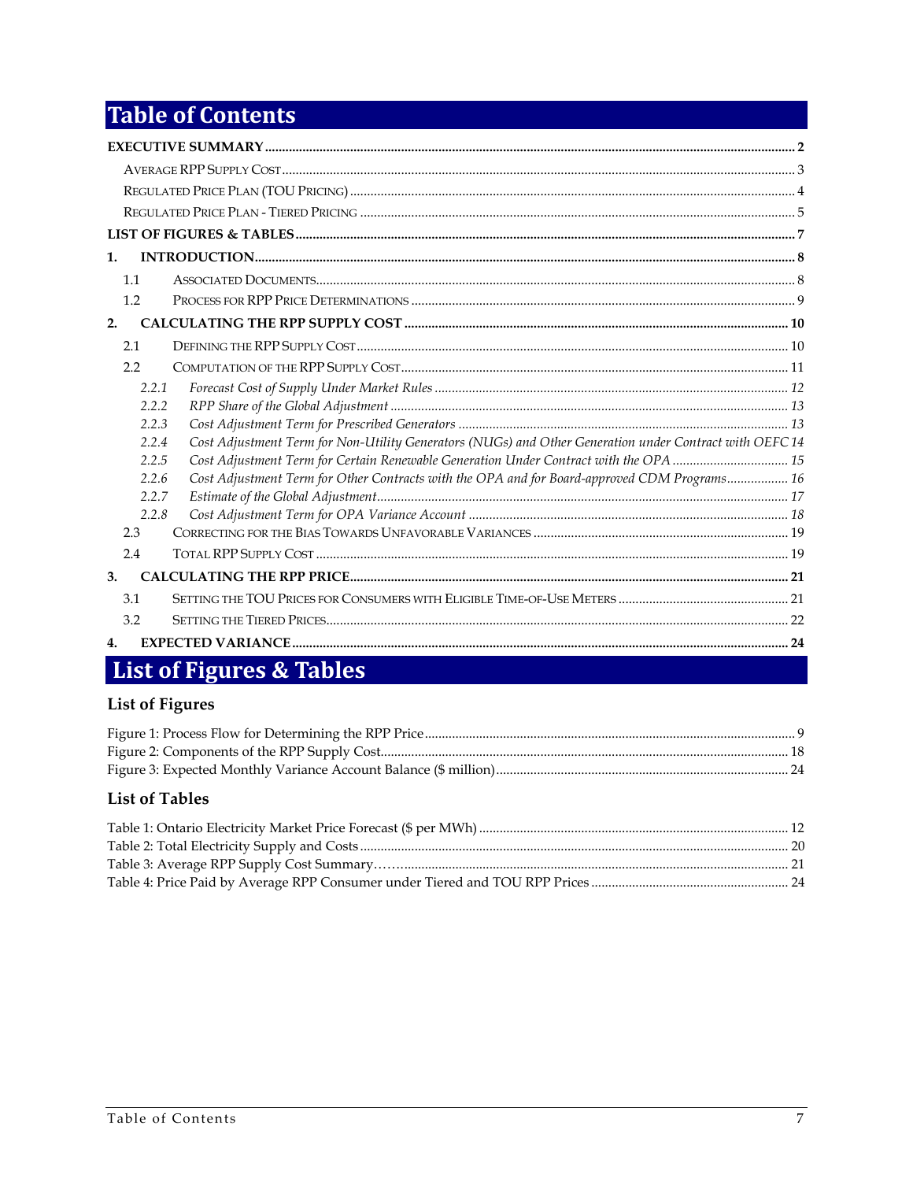# Table of Contents

**EXECUTIVE SUMMARY** .......... 2

- AVERAGE RPP SUPPLY COST .......... 3
- REGULATED PRICE PLAN (TOU PRICING) .......... 4
- REGULATED PRICE PLAN - TIERED PRICING .......... 5

**LIST OF FIGURES & TABLES** .......... 7

**1. INTRODUCTION** .......... 8

- 1.1 ASSOCIATED DOCUMENTS .......... 8
- 1.2 PROCESS FOR RPP PRICE DETERMINATIONS .......... 9

**2. CALCULATING THE RPP SUPPLY COST** .......... 10

- 2.1 DEFINING THE RPP SUPPLY COST .......... 10
- 2.2 COMPUTATION OF THE RPP SUPPLY COST .......... 11
  - *2.2.1 Forecast Cost of Supply Under Market Rules* .......... 12
  - *2.2.2 RPP Share of the Global Adjustment* .......... 13
  - *2.2.3 Cost Adjustment Term for Prescribed Generators* .......... 13
  - *2.2.4 Cost Adjustment Term for Non-Utility Generators (NUGs) and Other Generation under Contract with OEFC* 14
  - *2.2.5 Cost Adjustment Term for Certain Renewable Generation Under Contract with the OPA* .......... 15
  - *2.2.6 Cost Adjustment Term for Other Contracts with the OPA and for Board-approved CDM Programs* .......... 16
  - *2.2.7 Estimate of the Global Adjustment* .......... 17
  - *2.2.8 Cost Adjustment Term for OPA Variance Account* .......... 18
- 2.3 CORRECTING FOR THE BIAS TOWARDS UNFAVORABLE VARIANCES .......... 19
- 2.4 TOTAL RPP SUPPLY COST .......... 19

**3. CALCULATING THE RPP PRICE** .......... 21

- 3.1 SETTING THE TOU PRICES FOR CONSUMERS WITH ELIGIBLE TIME-OF-USE METERS .......... 21
- 3.2 SETTING THE TIERED PRICES .......... 22

**4. EXPECTED VARIANCE** .......... 24

# List of Figures & Tables

## List of Figures

Figure 1: Process Flow for Determining the RPP Price .......... 9
Figure 2: Components of the RPP Supply Cost .......... 18
Figure 3: Expected Monthly Variance Account Balance ($ million) .......... 24

## List of Tables

Table 1: Ontario Electricity Market Price Forecast ($ per MWh) .......... 12
Table 2: Total Electricity Supply and Costs .......... 20
Table 3: Average RPP Supply Cost Summary .......... 21
Table 4: Price Paid by Average RPP Consumer under Tiered and TOU RPP Prices .......... 24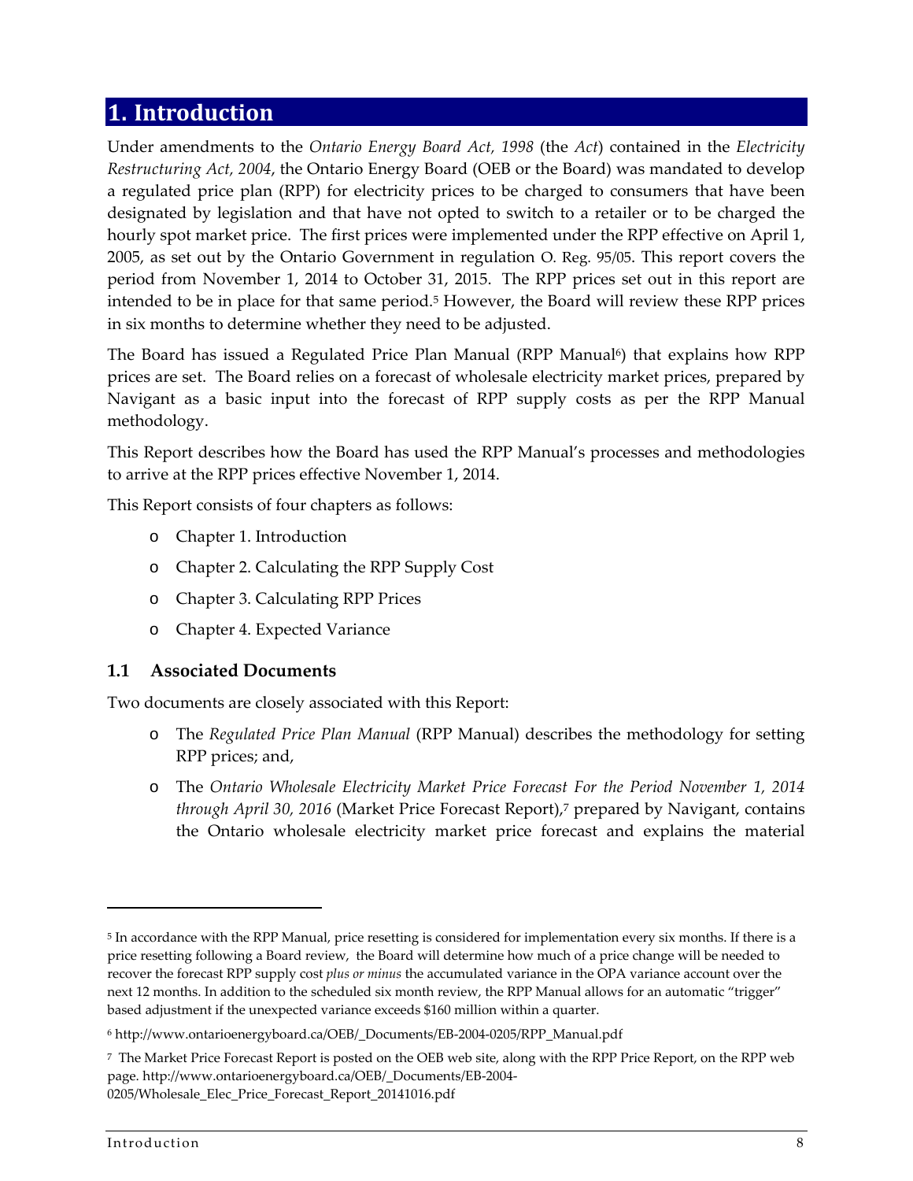# 1. Introduction

Under amendments to the *Ontario Energy Board Act, 1998* (the *Act*) contained in the *Electricity Restructuring Act, 2004*, the Ontario Energy Board (OEB or the Board) was mandated to develop a regulated price plan (RPP) for electricity prices to be charged to consumers that have been designated by legislation and that have not opted to switch to a retailer or to be charged the hourly spot market price. The first prices were implemented under the RPP effective on April 1, 2005, as set out by the Ontario Government in regulation O. Reg. 95/05. This report covers the period from November 1, 2014 to October 31, 2015. The RPP prices set out in this report are intended to be in place for that same period.[5] However, the Board will review these RPP prices in six months to determine whether they need to be adjusted.

The Board has issued a Regulated Price Plan Manual (RPP Manual[6]) that explains how RPP prices are set. The Board relies on a forecast of wholesale electricity market prices, prepared by Navigant as a basic input into the forecast of RPP supply costs as per the RPP Manual methodology.

This Report describes how the Board has used the RPP Manual's processes and methodologies to arrive at the RPP prices effective November 1, 2014.

This Report consists of four chapters as follows:

- Chapter 1. Introduction
- Chapter 2. Calculating the RPP Supply Cost
- Chapter 3. Calculating RPP Prices
- Chapter 4. Expected Variance

## 1.1 Associated Documents

Two documents are closely associated with this Report:

- The *Regulated Price Plan Manual* (RPP Manual) describes the methodology for setting RPP prices; and,
- The *Ontario Wholesale Electricity Market Price Forecast For the Period November 1, 2014 through April 30, 2016* (Market Price Forecast Report),[7] prepared by Navigant, contains the Ontario wholesale electricity market price forecast and explains the material

---

[5] In accordance with the RPP Manual, price resetting is considered for implementation every six months. If there is a price resetting following a Board review, the Board will determine how much of a price change will be needed to recover the forecast RPP supply cost *plus or minus* the accumulated variance in the OPA variance account over the next 12 months. In addition to the scheduled six month review, the RPP Manual allows for an automatic "trigger" based adjustment if the unexpected variance exceeds $160 million within a quarter.

[6] http://www.ontarioenergyboard.ca/OEB/_Documents/EB-2004-0205/RPP_Manual.pdf

[7] The Market Price Forecast Report is posted on the OEB web site, along with the RPP Price Report, on the RPP web page. http://www.ontarioenergyboard.ca/OEB/_Documents/EB-2004-0205/Wholesale_Elec_Price_Forecast_Report_20141016.pdf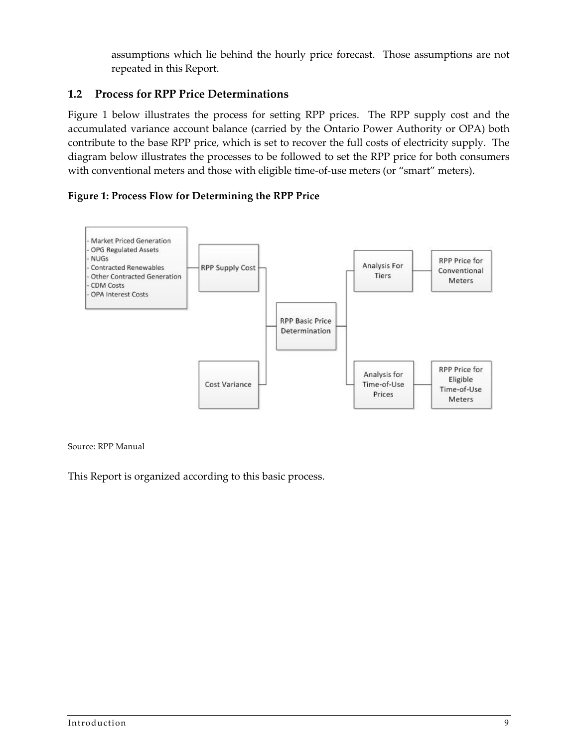assumptions which lie behind the hourly price forecast. Those assumptions are not repeated in this Report.

## 1.2 Process for RPP Price Determinations

Figure 1 below illustrates the process for setting RPP prices. The RPP supply cost and the accumulated variance account balance (carried by the Ontario Power Authority or OPA) both contribute to the base RPP price, which is set to recover the full costs of electricity supply. The diagram below illustrates the processes to be followed to set the RPP price for both consumers with conventional meters and those with eligible time-of-use meters (or "smart" meters).

**Figure 1: Process Flow for Determining the RPP Price**

- Market Priced Generation
- OPG Regulated Assets
- NUGs
- Contracted Renewables
- Other Contracted Generation
- CDM Costs
- OPA Interest Costs

RPP Supply Cost

Cost Variance

RPP Basic Price Determination

Analysis For Tiers

RPP Price for Conventional Meters

Analysis for Time-of-Use Prices

RPP Price for Eligible Time-of-Use Meters

Source: RPP Manual

This Report is organized according to this basic process.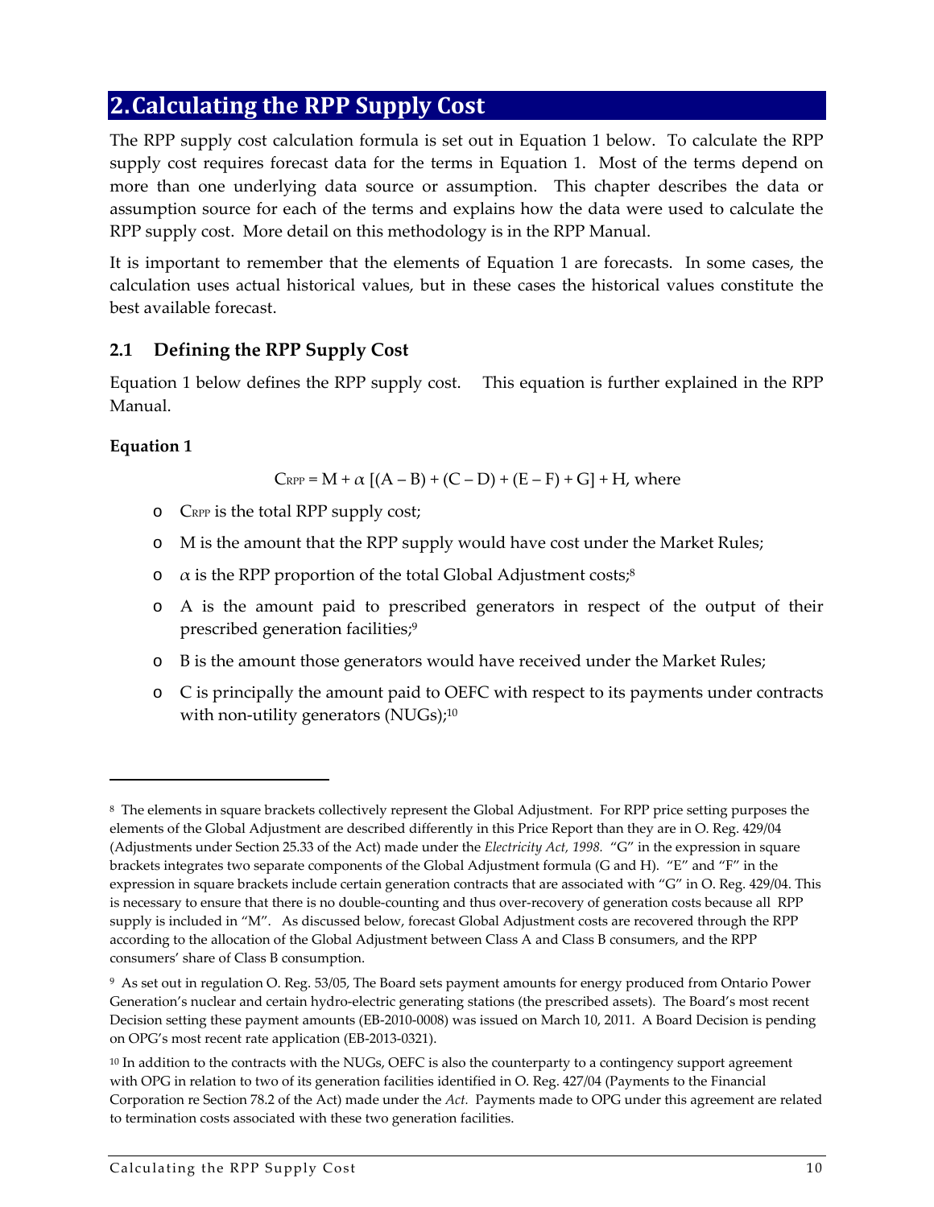# 2. Calculating the RPP Supply Cost

The RPP supply cost calculation formula is set out in Equation 1 below. To calculate the RPP supply cost requires forecast data for the terms in Equation 1. Most of the terms depend on more than one underlying data source or assumption. This chapter describes the data or assumption source for each of the terms and explains how the data were used to calculate the RPP supply cost. More detail on this methodology is in the RPP Manual.

It is important to remember that the elements of Equation 1 are forecasts. In some cases, the calculation uses actual historical values, but in these cases the historical values constitute the best available forecast.

## 2.1 Defining the RPP Supply Cost

Equation 1 below defines the RPP supply cost. This equation is further explained in the RPP Manual.

**Equation 1**

$$C_{RPP} = M + \alpha\,[(A - B) + (C - D) + (E - F) + G] + H, \text{ where}$$

- $C_{RPP}$ is the total RPP supply cost;
- M is the amount that the RPP supply would have cost under the Market Rules;
- $\alpha$ is the RPP proportion of the total Global Adjustment costs;[8]
- A is the amount paid to prescribed generators in respect of the output of their prescribed generation facilities;[9]
- B is the amount those generators would have received under the Market Rules;
- C is principally the amount paid to OEFC with respect to its payments under contracts with non-utility generators (NUGs);[10]

---

[8] The elements in square brackets collectively represent the Global Adjustment. For RPP price setting purposes the elements of the Global Adjustment are described differently in this Price Report than they are in O. Reg. 429/04 (Adjustments under Section 25.33 of the Act) made under the *Electricity Act, 1998.* "G" in the expression in square brackets integrates two separate components of the Global Adjustment formula (G and H). "E" and "F" in the expression in square brackets include certain generation contracts that are associated with "G" in O. Reg. 429/04. This is necessary to ensure that there is no double-counting and thus over-recovery of generation costs because all RPP supply is included in "M". As discussed below, forecast Global Adjustment costs are recovered through the RPP according to the allocation of the Global Adjustment between Class A and Class B consumers, and the RPP consumers' share of Class B consumption.

[9] As set out in regulation O. Reg. 53/05, The Board sets payment amounts for energy produced from Ontario Power Generation's nuclear and certain hydro-electric generating stations (the prescribed assets). The Board's most recent Decision setting these payment amounts (EB-2010-0008) was issued on March 10, 2011. A Board Decision is pending on OPG's most recent rate application (EB-2013-0321).

[10] In addition to the contracts with the NUGs, OEFC is also the counterparty to a contingency support agreement with OPG in relation to two of its generation facilities identified in O. Reg. 427/04 (Payments to the Financial Corporation re Section 78.2 of the Act) made under the *Act.* Payments made to OPG under this agreement are related to termination costs associated with these two generation facilities.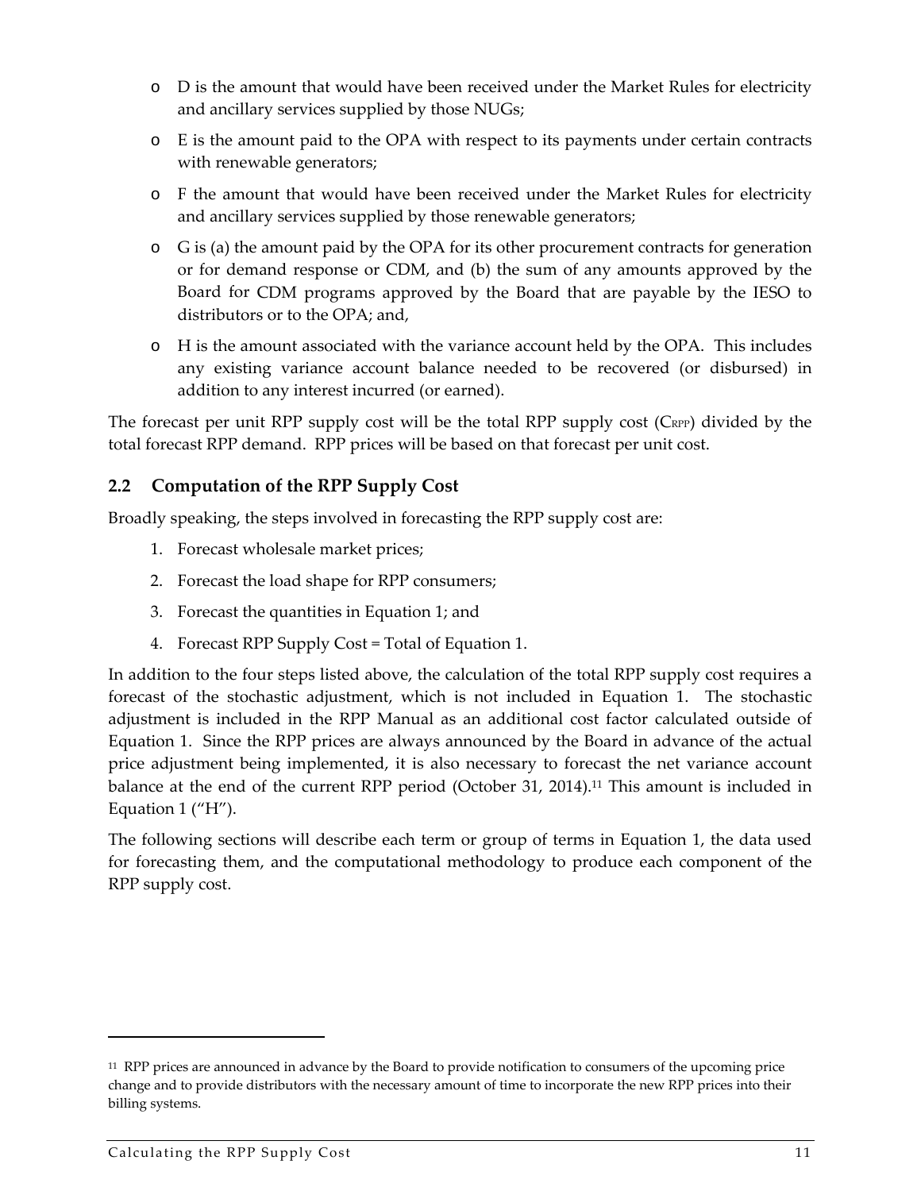- D is the amount that would have been received under the Market Rules for electricity and ancillary services supplied by those NUGs;
- E is the amount paid to the OPA with respect to its payments under certain contracts with renewable generators;
- F the amount that would have been received under the Market Rules for electricity and ancillary services supplied by those renewable generators;
- G is (a) the amount paid by the OPA for its other procurement contracts for generation or for demand response or CDM, and (b) the sum of any amounts approved by the Board for CDM programs approved by the Board that are payable by the IESO to distributors or to the OPA; and,
- H is the amount associated with the variance account held by the OPA. This includes any existing variance account balance needed to be recovered (or disbursed) in addition to any interest incurred (or earned).

The forecast per unit RPP supply cost will be the total RPP supply cost ($C_{RPP}$) divided by the total forecast RPP demand. RPP prices will be based on that forecast per unit cost.

## 2.2 Computation of the RPP Supply Cost

Broadly speaking, the steps involved in forecasting the RPP supply cost are:

1. Forecast wholesale market prices;
2. Forecast the load shape for RPP consumers;
3. Forecast the quantities in Equation 1; and
4. Forecast RPP Supply Cost = Total of Equation 1.

In addition to the four steps listed above, the calculation of the total RPP supply cost requires a forecast of the stochastic adjustment, which is not included in Equation 1. The stochastic adjustment is included in the RPP Manual as an additional cost factor calculated outside of Equation 1. Since the RPP prices are always announced by the Board in advance of the actual price adjustment being implemented, it is also necessary to forecast the net variance account balance at the end of the current RPP period (October 31, 2014).[11] This amount is included in Equation 1 ("H").

The following sections will describe each term or group of terms in Equation 1, the data used for forecasting them, and the computational methodology to produce each component of the RPP supply cost.

---

[11] RPP prices are announced in advance by the Board to provide notification to consumers of the upcoming price change and to provide distributors with the necessary amount of time to incorporate the new RPP prices into their billing systems.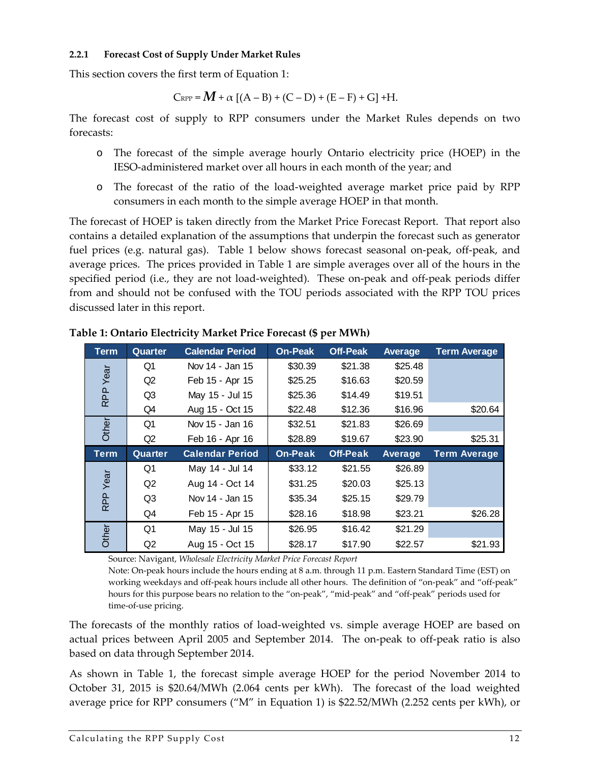### 2.2.1 Forecast Cost of Supply Under Market Rules

This section covers the first term of Equation 1:

$$C_{RPP} = \boldsymbol{M} + \alpha\,[(A - B) + (C - D) + (E - F) + G] + H.$$

The forecast cost of supply to RPP consumers under the Market Rules depends on two forecasts:

- The forecast of the simple average hourly Ontario electricity price (HOEP) in the IESO-administered market over all hours in each month of the year; and
- The forecast of the ratio of the load-weighted average market price paid by RPP consumers in each month to the simple average HOEP in that month.

The forecast of HOEP is taken directly from the Market Price Forecast Report. That report also contains a detailed explanation of the assumptions that underpin the forecast such as generator fuel prices (e.g. natural gas). Table 1 below shows forecast seasonal on-peak, off-peak, and average prices. The prices provided in Table 1 are simple averages over all of the hours in the specified period (i.e., they are not load-weighted). These on-peak and off-peak periods differ from and should not be confused with the TOU periods associated with the RPP TOU prices discussed later in this report.

**Table 1: Ontario Electricity Market Price Forecast ($ per MWh)**

| Term | Quarter | Calendar Period | On-Peak | Off-Peak | Average | Term Average |
|---|---|---|---|---|---|---|
| RPP Year | Q1 | Nov 14 - Jan 15 | $30.39 | $21.38 | $25.48 | |
| | Q2 | Feb 15 - Apr 15 | $25.25 | $16.63 | $20.59 | |
| | Q3 | May 15 - Jul 15 | $25.36 | $14.49 | $19.51 | |
| | Q4 | Aug 15 - Oct 15 | $22.48 | $12.36 | $16.96 | $20.64 |
| Other | Q1 | Nov 15 - Jan 16 | $32.51 | $21.83 | $26.69 | |
| | Q2 | Feb 16 - Apr 16 | $28.89 | $19.67 | $23.90 | $25.31 |
| **Term** | **Quarter** | **Calendar Period** | **On-Peak** | **Off-Peak** | **Average** | **Term Average** |
| RPP Year | Q1 | May 14 - Jul 14 | $33.12 | $21.55 | $26.89 | |
| | Q2 | Aug 14 - Oct 14 | $31.25 | $20.03 | $25.13 | |
| | Q3 | Nov 14 - Jan 15 | $35.34 | $25.15 | $29.79 | |
| | Q4 | Feb 15 - Apr 15 | $28.16 | $18.98 | $23.21 | $26.28 |
| Other | Q1 | May 15 - Jul 15 | $26.95 | $16.42 | $21.29 | |
| | Q2 | Aug 15 - Oct 15 | $28.17 | $17.90 | $22.57 | $21.93 |

Source: Navigant, *Wholesale Electricity Market Price Forecast Report*

Note: On-peak hours include the hours ending at 8 a.m. through 11 p.m. Eastern Standard Time (EST) on working weekdays and off-peak hours include all other hours. The definition of "on-peak" and "off-peak" hours for this purpose bears no relation to the "on-peak", "mid-peak" and "off-peak" periods used for time-of-use pricing.

The forecasts of the monthly ratios of load-weighted vs. simple average HOEP are based on actual prices between April 2005 and September 2014. The on-peak to off-peak ratio is also based on data through September 2014.

As shown in Table 1, the forecast simple average HOEP for the period November 2014 to October 31, 2015 is $20.64/MWh (2.064 cents per kWh). The forecast of the load weighted average price for RPP consumers ("M" in Equation 1) is $22.52/MWh (2.252 cents per kWh), or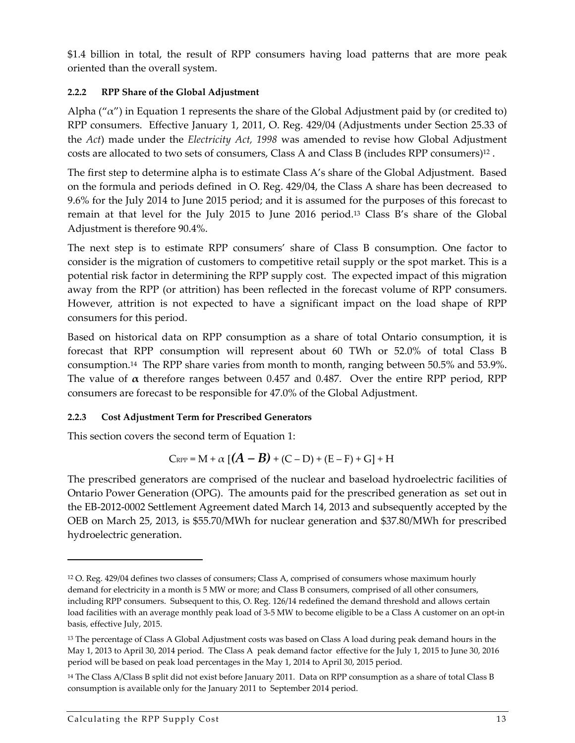$1.4 billion in total, the result of RPP consumers having load patterns that are more peak oriented than the overall system.

#### 2.2.2 RPP Share of the Global Adjustment

Alpha ("$\alpha$") in Equation 1 represents the share of the Global Adjustment paid by (or credited to) RPP consumers. Effective January 1, 2011, O. Reg. 429/04 (Adjustments under Section 25.33 of the *Act*) made under the *Electricity Act, 1998* was amended to revise how Global Adjustment costs are allocated to two sets of consumers, Class A and Class B (includes RPP consumers)[12] .

The first step to determine alpha is to estimate Class A's share of the Global Adjustment. Based on the formula and periods defined in O. Reg. 429/04, the Class A share has been decreased to 9.6% for the July 2014 to June 2015 period; and it is assumed for the purposes of this forecast to remain at that level for the July 2015 to June 2016 period.[13] Class B's share of the Global Adjustment is therefore 90.4%.

The next step is to estimate RPP consumers' share of Class B consumption. One factor to consider is the migration of customers to competitive retail supply or the spot market. This is a potential risk factor in determining the RPP supply cost. The expected impact of this migration away from the RPP (or attrition) has been reflected in the forecast volume of RPP consumers. However, attrition is not expected to have a significant impact on the load shape of RPP consumers for this period.

Based on historical data on RPP consumption as a share of total Ontario consumption, it is forecast that RPP consumption will represent about 60 TWh or 52.0% of total Class B consumption.[14] The RPP share varies from month to month, ranging between 50.5% and 53.9%. The value of $\boldsymbol{\alpha}$ therefore ranges between 0.457 and 0.487. Over the entire RPP period, RPP consumers are forecast to be responsible for 47.0% of the Global Adjustment.

#### 2.2.3 Cost Adjustment Term for Prescribed Generators

This section covers the second term of Equation 1:

$$C_{RPP} = M + \alpha\ [\boldsymbol{(A - B)} + (C - D) + (E - F) + G] + H$$

The prescribed generators are comprised of the nuclear and baseload hydroelectric facilities of Ontario Power Generation (OPG). The amounts paid for the prescribed generation as set out in the EB-2012-0002 Settlement Agreement dated March 14, 2013 and subsequently accepted by the OEB on March 25, 2013, is $55.70/MWh for nuclear generation and $37.80/MWh for prescribed hydroelectric generation.

---

[12] O. Reg. 429/04 defines two classes of consumers; Class A, comprised of consumers whose maximum hourly demand for electricity in a month is 5 MW or more; and Class B consumers, comprised of all other consumers, including RPP consumers. Subsequent to this, O. Reg. 126/14 redefined the demand threshold and allows certain load facilities with an average monthly peak load of 3-5 MW to become eligible to be a Class A customer on an opt-in basis, effective July, 2015.

[13] The percentage of Class A Global Adjustment costs was based on Class A load during peak demand hours in the May 1, 2013 to April 30, 2014 period. The Class A peak demand factor effective for the July 1, 2015 to June 30, 2016 period will be based on peak load percentages in the May 1, 2014 to April 30, 2015 period.

[14] The Class A/Class B split did not exist before January 2011. Data on RPP consumption as a share of total Class B consumption is available only for the January 2011 to September 2014 period.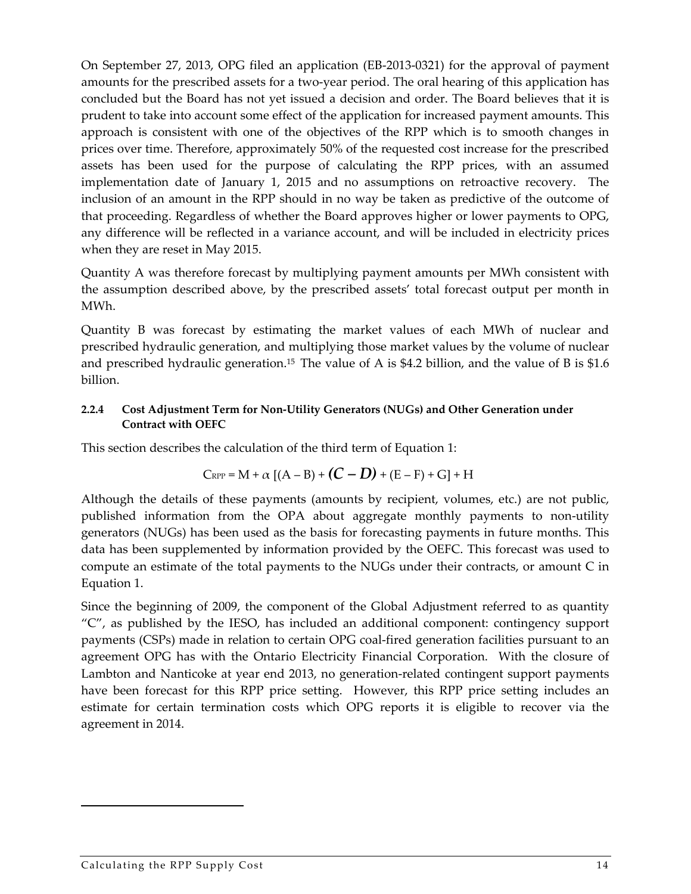On September 27, 2013, OPG filed an application (EB-2013-0321) for the approval of payment amounts for the prescribed assets for a two-year period. The oral hearing of this application has concluded but the Board has not yet issued a decision and order. The Board believes that it is prudent to take into account some effect of the application for increased payment amounts. This approach is consistent with one of the objectives of the RPP which is to smooth changes in prices over time. Therefore, approximately 50% of the requested cost increase for the prescribed assets has been used for the purpose of calculating the RPP prices, with an assumed implementation date of January 1, 2015 and no assumptions on retroactive recovery. The inclusion of an amount in the RPP should in no way be taken as predictive of the outcome of that proceeding. Regardless of whether the Board approves higher or lower payments to OPG, any difference will be reflected in a variance account, and will be included in electricity prices when they are reset in May 2015.

Quantity A was therefore forecast by multiplying payment amounts per MWh consistent with the assumption described above, by the prescribed assets' total forecast output per month in MWh.

Quantity B was forecast by estimating the market values of each MWh of nuclear and prescribed hydraulic generation, and multiplying those market values by the volume of nuclear and prescribed hydraulic generation.[15] The value of A is $4.2 billion, and the value of B is $1.6 billion.

#### 2.2.4 Cost Adjustment Term for Non-Utility Generators (NUGs) and Other Generation under Contract with OEFC

This section describes the calculation of the third term of Equation 1:

$$C_{RPP} = M + \alpha\,[(A - B) + \boldsymbol{(C - D)} + (E - F) + G] + H$$

Although the details of these payments (amounts by recipient, volumes, etc.) are not public, published information from the OPA about aggregate monthly payments to non-utility generators (NUGs) has been used as the basis for forecasting payments in future months. This data has been supplemented by information provided by the OEFC. This forecast was used to compute an estimate of the total payments to the NUGs under their contracts, or amount C in Equation 1.

Since the beginning of 2009, the component of the Global Adjustment referred to as quantity "C", as published by the IESO, has included an additional component: contingency support payments (CSPs) made in relation to certain OPG coal-fired generation facilities pursuant to an agreement OPG has with the Ontario Electricity Financial Corporation. With the closure of Lambton and Nanticoke at year end 2013, no generation-related contingent support payments have been forecast for this RPP price setting. However, this RPP price setting includes an estimate for certain termination costs which OPG reports it is eligible to recover via the agreement in 2014.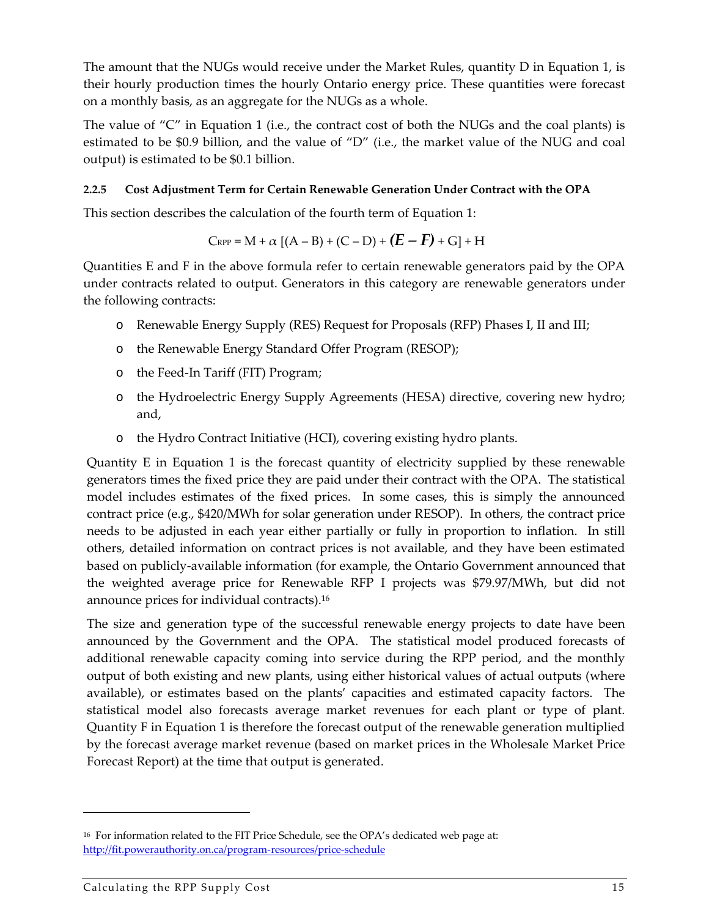The amount that the NUGs would receive under the Market Rules, quantity D in Equation 1, is their hourly production times the hourly Ontario energy price. These quantities were forecast on a monthly basis, as an aggregate for the NUGs as a whole.

The value of "C" in Equation 1 (i.e., the contract cost of both the NUGs and the coal plants) is estimated to be \$0.9 billion, and the value of "D" (i.e., the market value of the NUG and coal output) is estimated to be \$0.1 billion.

#### 2.2.5 Cost Adjustment Term for Certain Renewable Generation Under Contract with the OPA

This section describes the calculation of the fourth term of Equation 1:

$$C_{RPP} = M + \alpha\ [(A - B) + (C - D) + \boldsymbol{(E - F)} + G] + H$$

Quantities E and F in the above formula refer to certain renewable generators paid by the OPA under contracts related to output. Generators in this category are renewable generators under the following contracts:

- Renewable Energy Supply (RES) Request for Proposals (RFP) Phases I, II and III;
- the Renewable Energy Standard Offer Program (RESOP);
- the Feed-In Tariff (FIT) Program;
- the Hydroelectric Energy Supply Agreements (HESA) directive, covering new hydro; and,
- the Hydro Contract Initiative (HCI), covering existing hydro plants.

Quantity E in Equation 1 is the forecast quantity of electricity supplied by these renewable generators times the fixed price they are paid under their contract with the OPA. The statistical model includes estimates of the fixed prices. In some cases, this is simply the announced contract price (e.g., \$420/MWh for solar generation under RESOP). In others, the contract price needs to be adjusted in each year either partially or fully in proportion to inflation. In still others, detailed information on contract prices is not available, and they have been estimated based on publicly-available information (for example, the Ontario Government announced that the weighted average price for Renewable RFP I projects was \$79.97/MWh, but did not announce prices for individual contracts).[16]

The size and generation type of the successful renewable energy projects to date have been announced by the Government and the OPA. The statistical model produced forecasts of additional renewable capacity coming into service during the RPP period, and the monthly output of both existing and new plants, using either historical values of actual outputs (where available), or estimates based on the plants' capacities and estimated capacity factors. The statistical model also forecasts average market revenues for each plant or type of plant. Quantity F in Equation 1 is therefore the forecast output of the renewable generation multiplied by the forecast average market revenue (based on market prices in the Wholesale Market Price Forecast Report) at the time that output is generated.

---

[16] For information related to the FIT Price Schedule, see the OPA's dedicated web page at: http://fit.powerauthority.on.ca/program-resources/price-schedule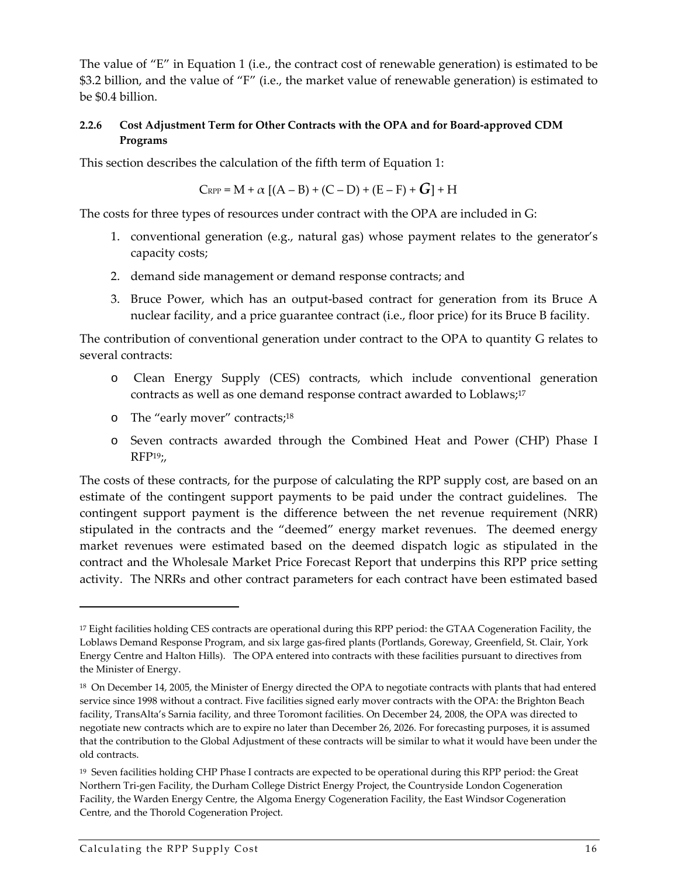The value of "E" in Equation 1 (i.e., the contract cost of renewable generation) is estimated to be \$3.2 billion, and the value of "F" (i.e., the market value of renewable generation) is estimated to be \$0.4 billion.

#### 2.2.6 Cost Adjustment Term for Other Contracts with the OPA and for Board-approved CDM Programs

This section describes the calculation of the fifth term of Equation 1:

$$C_{RPP} = M + \alpha\ [(A - B) + (C - D) + (E - F) + \boldsymbol{G}] + H$$

The costs for three types of resources under contract with the OPA are included in G:

1. conventional generation (e.g., natural gas) whose payment relates to the generator's capacity costs;
2. demand side management or demand response contracts; and
3. Bruce Power, which has an output-based contract for generation from its Bruce A nuclear facility, and a price guarantee contract (i.e., floor price) for its Bruce B facility.

The contribution of conventional generation under contract to the OPA to quantity G relates to several contracts:

- Clean Energy Supply (CES) contracts, which include conventional generation contracts as well as one demand response contract awarded to Loblaws;[17]
- The "early mover" contracts;[18]
- Seven contracts awarded through the Combined Heat and Power (CHP) Phase I RFP[19];,

The costs of these contracts, for the purpose of calculating the RPP supply cost, are based on an estimate of the contingent support payments to be paid under the contract guidelines. The contingent support payment is the difference between the net revenue requirement (NRR) stipulated in the contracts and the "deemed" energy market revenues. The deemed energy market revenues were estimated based on the deemed dispatch logic as stipulated in the contract and the Wholesale Market Price Forecast Report that underpins this RPP price setting activity. The NRRs and other contract parameters for each contract have been estimated based

---

[17] Eight facilities holding CES contracts are operational during this RPP period: the GTAA Cogeneration Facility, the Loblaws Demand Response Program, and six large gas-fired plants (Portlands, Goreway, Greenfield, St. Clair, York Energy Centre and Halton Hills). The OPA entered into contracts with these facilities pursuant to directives from the Minister of Energy.

[18] On December 14, 2005, the Minister of Energy directed the OPA to negotiate contracts with plants that had entered service since 1998 without a contract. Five facilities signed early mover contracts with the OPA: the Brighton Beach facility, TransAlta's Sarnia facility, and three Toromont facilities. On December 24, 2008, the OPA was directed to negotiate new contracts which are to expire no later than December 26, 2026. For forecasting purposes, it is assumed that the contribution to the Global Adjustment of these contracts will be similar to what it would have been under the old contracts.

[19] Seven facilities holding CHP Phase I contracts are expected to be operational during this RPP period: the Great Northern Tri-gen Facility, the Durham College District Energy Project, the Countryside London Cogeneration Facility, the Warden Energy Centre, the Algoma Energy Cogeneration Facility, the East Windsor Cogeneration Centre, and the Thorold Cogeneration Project.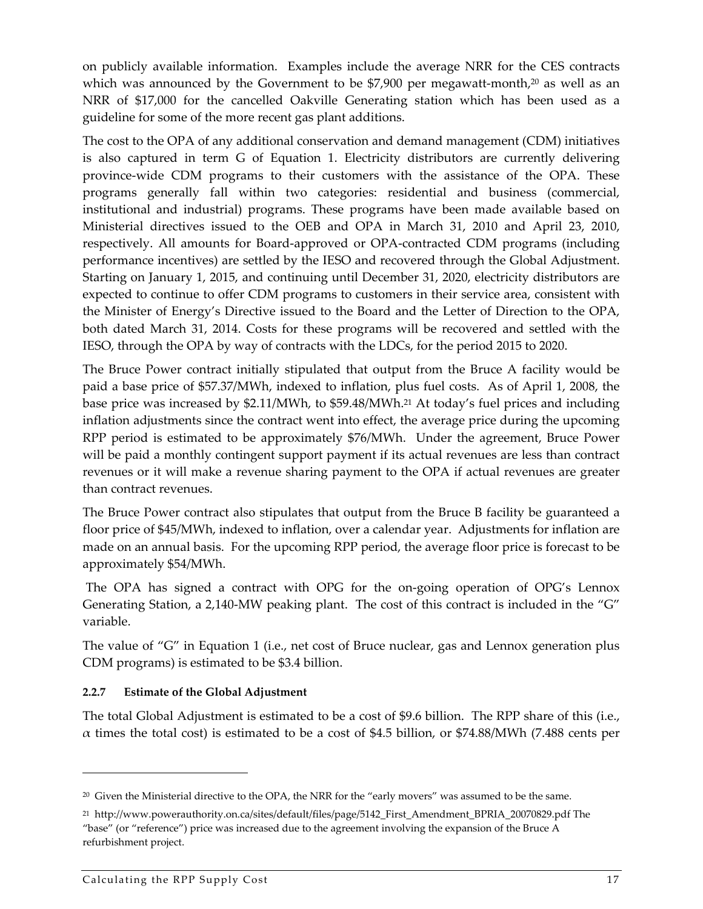on publicly available information. Examples include the average NRR for the CES contracts which was announced by the Government to be $7,900 per megawatt-month,[20] as well as an NRR of $17,000 for the cancelled Oakville Generating station which has been used as a guideline for some of the more recent gas plant additions.

The cost to the OPA of any additional conservation and demand management (CDM) initiatives is also captured in term G of Equation 1. Electricity distributors are currently delivering province-wide CDM programs to their customers with the assistance of the OPA. These programs generally fall within two categories: residential and business (commercial, institutional and industrial) programs. These programs have been made available based on Ministerial directives issued to the OEB and OPA in March 31, 2010 and April 23, 2010, respectively. All amounts for Board-approved or OPA-contracted CDM programs (including performance incentives) are settled by the IESO and recovered through the Global Adjustment. Starting on January 1, 2015, and continuing until December 31, 2020, electricity distributors are expected to continue to offer CDM programs to customers in their service area, consistent with the Minister of Energy's Directive issued to the Board and the Letter of Direction to the OPA, both dated March 31, 2014. Costs for these programs will be recovered and settled with the IESO, through the OPA by way of contracts with the LDCs, for the period 2015 to 2020.

The Bruce Power contract initially stipulated that output from the Bruce A facility would be paid a base price of $57.37/MWh, indexed to inflation, plus fuel costs. As of April 1, 2008, the base price was increased by $2.11/MWh, to $59.48/MWh.[21] At today's fuel prices and including inflation adjustments since the contract went into effect, the average price during the upcoming RPP period is estimated to be approximately $76/MWh. Under the agreement, Bruce Power will be paid a monthly contingent support payment if its actual revenues are less than contract revenues or it will make a revenue sharing payment to the OPA if actual revenues are greater than contract revenues.

The Bruce Power contract also stipulates that output from the Bruce B facility be guaranteed a floor price of $45/MWh, indexed to inflation, over a calendar year. Adjustments for inflation are made on an annual basis. For the upcoming RPP period, the average floor price is forecast to be approximately $54/MWh.

The OPA has signed a contract with OPG for the on-going operation of OPG's Lennox Generating Station, a 2,140-MW peaking plant. The cost of this contract is included in the "G" variable.

The value of "G" in Equation 1 (i.e., net cost of Bruce nuclear, gas and Lennox generation plus CDM programs) is estimated to be $3.4 billion.

#### 2.2.7 Estimate of the Global Adjustment

The total Global Adjustment is estimated to be a cost of $9.6 billion. The RPP share of this (i.e., $\alpha$ times the total cost) is estimated to be a cost of $4.5 billion, or $74.88/MWh (7.488 cents per

---

[20] Given the Ministerial directive to the OPA, the NRR for the "early movers" was assumed to be the same.

[21] http://www.powerauthority.on.ca/sites/default/files/page/5142_First_Amendment_BPRIA_20070829.pdf The "base" (or "reference") price was increased due to the agreement involving the expansion of the Bruce A refurbishment project.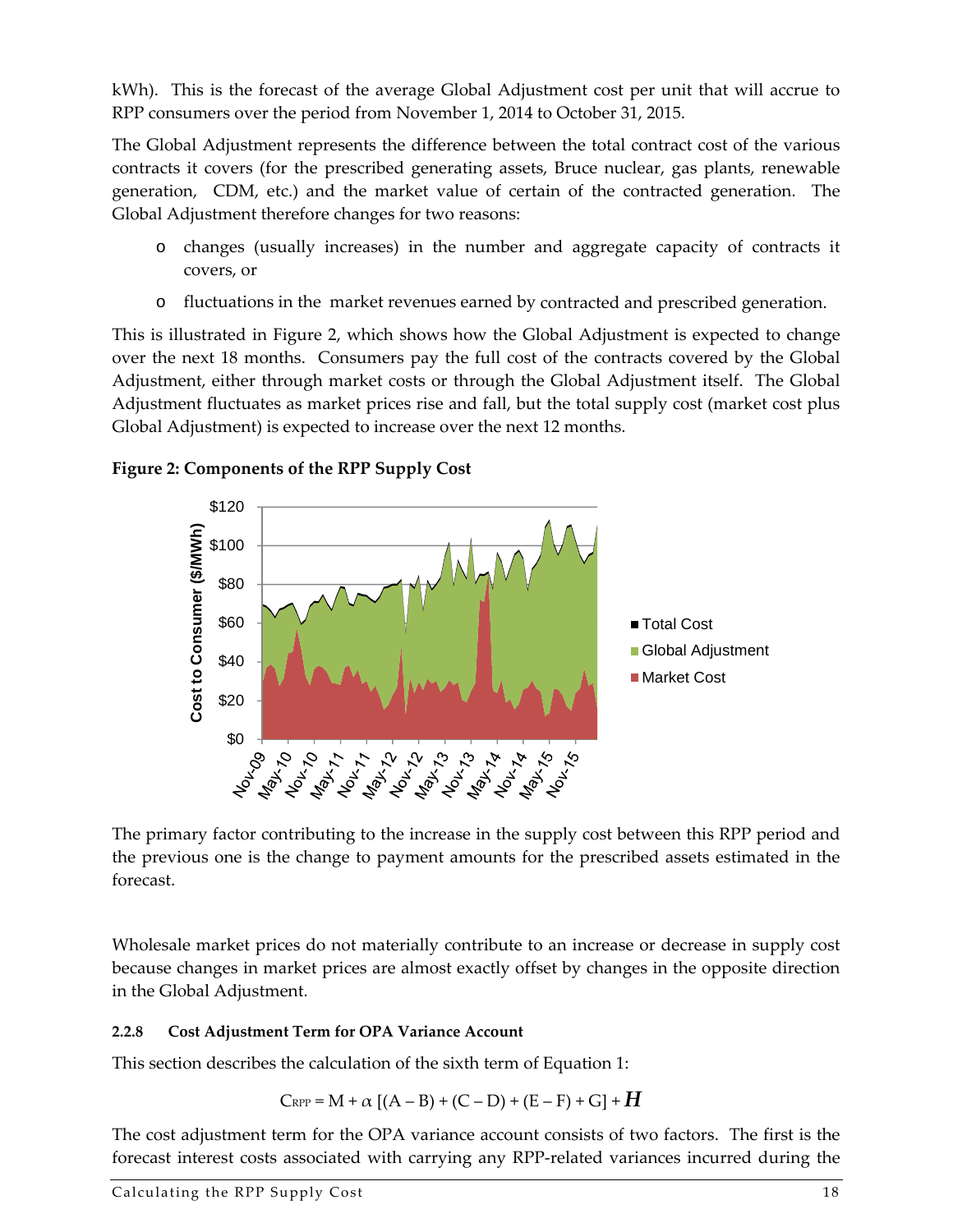kWh). This is the forecast of the average Global Adjustment cost per unit that will accrue to RPP consumers over the period from November 1, 2014 to October 31, 2015.

The Global Adjustment represents the difference between the total contract cost of the various contracts it covers (for the prescribed generating assets, Bruce nuclear, gas plants, renewable generation, CDM, etc.) and the market value of certain of the contracted generation. The Global Adjustment therefore changes for two reasons:

- changes (usually increases) in the number and aggregate capacity of contracts it covers, or
- fluctuations in the market revenues earned by contracted and prescribed generation.

This is illustrated in Figure 2, which shows how the Global Adjustment is expected to change over the next 18 months. Consumers pay the full cost of the contracts covered by the Global Adjustment, either through market costs or through the Global Adjustment itself. The Global Adjustment fluctuates as market prices rise and fall, but the total supply cost (market cost plus Global Adjustment) is expected to increase over the next 12 months.

**Figure 2: Components of the RPP Supply Cost**

The primary factor contributing to the increase in the supply cost between this RPP period and the previous one is the change to payment amounts for the prescribed assets estimated in the forecast.

Wholesale market prices do not materially contribute to an increase or decrease in supply cost because changes in market prices are almost exactly offset by changes in the opposite direction in the Global Adjustment.

#### 2.2.8 Cost Adjustment Term for OPA Variance Account

This section describes the calculation of the sixth term of Equation 1:

$$C_{RPP} = M + \alpha\ [(A - B) + (C - D) + (E - F) + G] + \boldsymbol{H}$$

The cost adjustment term for the OPA variance account consists of two factors. The first is the forecast interest costs associated with carrying any RPP-related variances incurred during the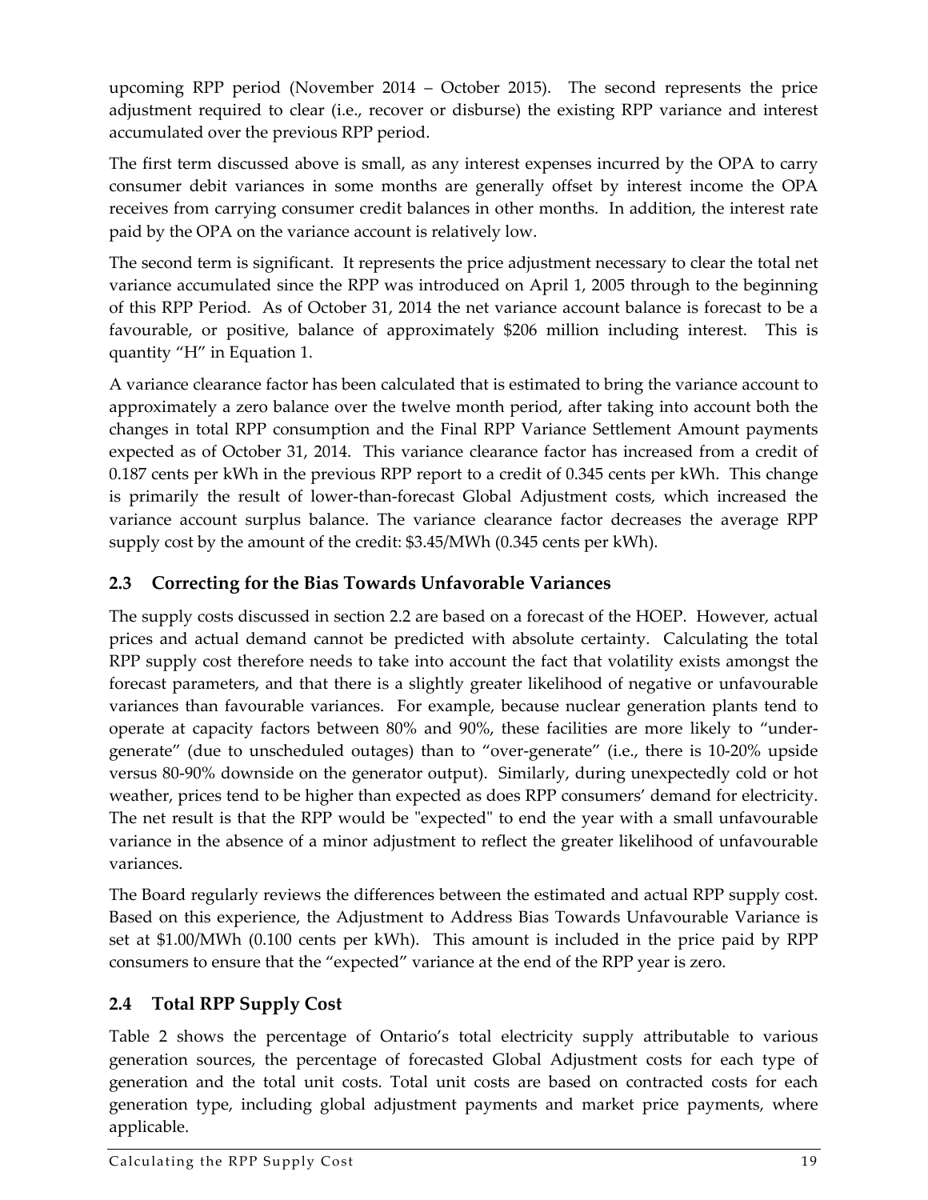upcoming RPP period (November 2014 – October 2015). The second represents the price adjustment required to clear (i.e., recover or disburse) the existing RPP variance and interest accumulated over the previous RPP period.

The first term discussed above is small, as any interest expenses incurred by the OPA to carry consumer debit variances in some months are generally offset by interest income the OPA receives from carrying consumer credit balances in other months. In addition, the interest rate paid by the OPA on the variance account is relatively low.

The second term is significant. It represents the price adjustment necessary to clear the total net variance accumulated since the RPP was introduced on April 1, 2005 through to the beginning of this RPP Period. As of October 31, 2014 the net variance account balance is forecast to be a favourable, or positive, balance of approximately $206 million including interest. This is quantity "H" in Equation 1.

A variance clearance factor has been calculated that is estimated to bring the variance account to approximately a zero balance over the twelve month period, after taking into account both the changes in total RPP consumption and the Final RPP Variance Settlement Amount payments expected as of October 31, 2014. This variance clearance factor has increased from a credit of 0.187 cents per kWh in the previous RPP report to a credit of 0.345 cents per kWh. This change is primarily the result of lower-than-forecast Global Adjustment costs, which increased the variance account surplus balance. The variance clearance factor decreases the average RPP supply cost by the amount of the credit: $3.45/MWh (0.345 cents per kWh).

## 2.3 Correcting for the Bias Towards Unfavorable Variances

The supply costs discussed in section 2.2 are based on a forecast of the HOEP. However, actual prices and actual demand cannot be predicted with absolute certainty. Calculating the total RPP supply cost therefore needs to take into account the fact that volatility exists amongst the forecast parameters, and that there is a slightly greater likelihood of negative or unfavourable variances than favourable variances. For example, because nuclear generation plants tend to operate at capacity factors between 80% and 90%, these facilities are more likely to "under-generate" (due to unscheduled outages) than to "over-generate" (i.e., there is 10-20% upside versus 80-90% downside on the generator output). Similarly, during unexpectedly cold or hot weather, prices tend to be higher than expected as does RPP consumers' demand for electricity. The net result is that the RPP would be "expected" to end the year with a small unfavourable variance in the absence of a minor adjustment to reflect the greater likelihood of unfavourable variances.

The Board regularly reviews the differences between the estimated and actual RPP supply cost. Based on this experience, the Adjustment to Address Bias Towards Unfavourable Variance is set at $1.00/MWh (0.100 cents per kWh). This amount is included in the price paid by RPP consumers to ensure that the "expected" variance at the end of the RPP year is zero.

## 2.4 Total RPP Supply Cost

Table 2 shows the percentage of Ontario's total electricity supply attributable to various generation sources, the percentage of forecasted Global Adjustment costs for each type of generation and the total unit costs. Total unit costs are based on contracted costs for each generation type, including global adjustment payments and market price payments, where applicable.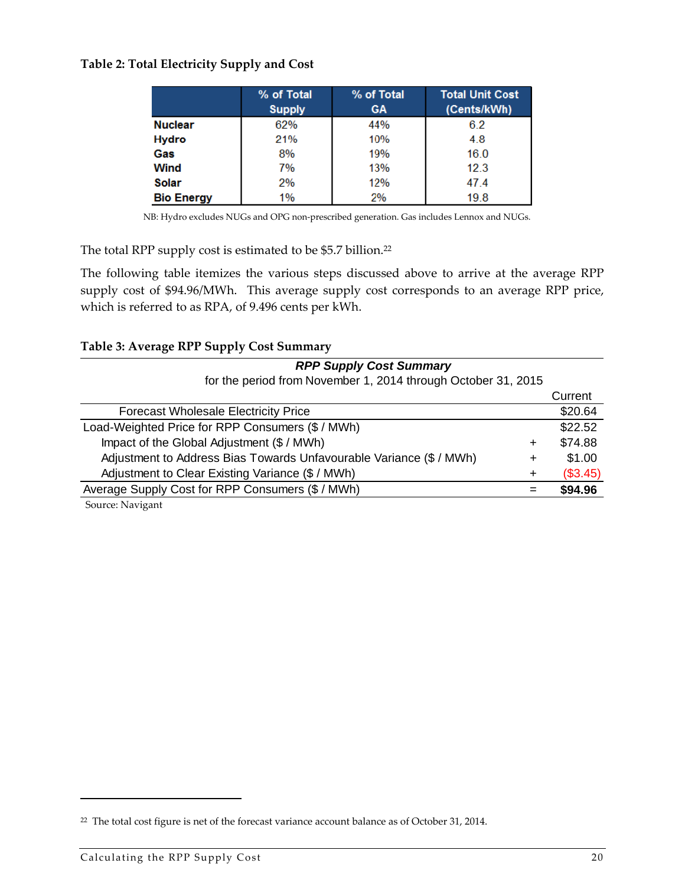**Table 2: Total Electricity Supply and Cost**

| | % of Total Supply | % of Total GA | Total Unit Cost (Cents/kWh) |
|---|---|---|---|
| **Nuclear** | 62% | 44% | 6.2 |
| **Hydro** | 21% | 10% | 4.8 |
| **Gas** | 8% | 19% | 16.0 |
| **Wind** | 7% | 13% | 12.3 |
| **Solar** | 2% | 12% | 47.4 |
| **Bio Energy** | 1% | 2% | 19.8 |

NB: Hydro excludes NUGs and OPG non-prescribed generation. Gas includes Lennox and NUGs.

The total RPP supply cost is estimated to be $5.7 billion.[22]

The following table itemizes the various steps discussed above to arrive at the average RPP supply cost of $94.96/MWh. This average supply cost corresponds to an average RPP price, which is referred to as RPA, of 9.496 cents per kWh.

**Table 3: Average RPP Supply Cost Summary**

***RPP Supply Cost Summary***
for the period from November 1, 2014 through October 31, 2015

| | | Current |
|---|---|---|
| Forecast Wholesale Electricity Price | | $20.64 |
| Load-Weighted Price for RPP Consumers ($ / MWh) | | $22.52 |
| Impact of the Global Adjustment ($ / MWh) | + | $74.88 |
| Adjustment to Address Bias Towards Unfavourable Variance ($ / MWh) | + | $1.00 |
| Adjustment to Clear Existing Variance ($ / MWh) | + | ($3.45) |
| Average Supply Cost for RPP Consumers ($ / MWh) | = | **$94.96** |

Source: Navigant

[22] The total cost figure is net of the forecast variance account balance as of October 31, 2014.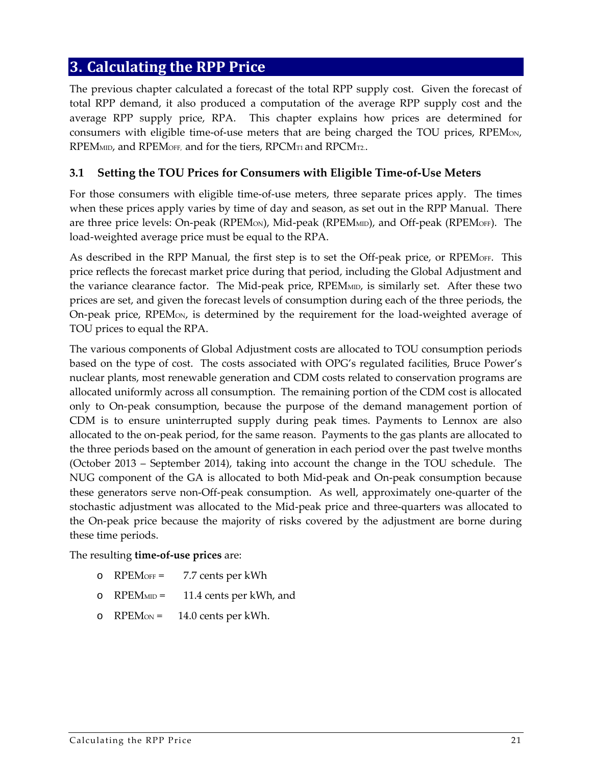# 3. Calculating the RPP Price

The previous chapter calculated a forecast of the total RPP supply cost. Given the forecast of total RPP demand, it also produced a computation of the average RPP supply cost and the average RPP supply price, RPA. This chapter explains how prices are determined for consumers with eligible time-of-use meters that are being charged the TOU prices, $RPEM_{ON}$, $RPEM_{MID}$, and $RPEM_{OFF,}$ and for the tiers, $RPCM_{T1}$ and $RPCM_{T2}$..

## 3.1 Setting the TOU Prices for Consumers with Eligible Time-of-Use Meters

For those consumers with eligible time-of-use meters, three separate prices apply. The times when these prices apply varies by time of day and season, as set out in the RPP Manual. There are three price levels: On-peak ($RPEM_{ON}$), Mid-peak ($RPEM_{MID}$), and Off-peak ($RPEM_{OFF}$). The load-weighted average price must be equal to the RPA.

As described in the RPP Manual, the first step is to set the Off-peak price, or $RPEM_{OFF}$. This price reflects the forecast market price during that period, including the Global Adjustment and the variance clearance factor. The Mid-peak price, $RPEM_{MID}$, is similarly set. After these two prices are set, and given the forecast levels of consumption during each of the three periods, the On-peak price, $RPEM_{ON}$, is determined by the requirement for the load-weighted average of TOU prices to equal the RPA.

The various components of Global Adjustment costs are allocated to TOU consumption periods based on the type of cost. The costs associated with OPG's regulated facilities, Bruce Power's nuclear plants, most renewable generation and CDM costs related to conservation programs are allocated uniformly across all consumption. The remaining portion of the CDM cost is allocated only to On-peak consumption, because the purpose of the demand management portion of CDM is to ensure uninterrupted supply during peak times. Payments to Lennox are also allocated to the on-peak period, for the same reason. Payments to the gas plants are allocated to the three periods based on the amount of generation in each period over the past twelve months (October 2013 – September 2014), taking into account the change in the TOU schedule. The NUG component of the GA is allocated to both Mid-peak and On-peak consumption because these generators serve non-Off-peak consumption. As well, approximately one-quarter of the stochastic adjustment was allocated to the Mid-peak price and three-quarters was allocated to the On-peak price because the majority of risks covered by the adjustment are borne during these time periods.

The resulting **time-of-use prices** are:

- $RPEM_{OFF}$ = 7.7 cents per kWh
- $RPEM_{MID}$ = 11.4 cents per kWh, and
- $RPEM_{ON}$ = 14.0 cents per kWh.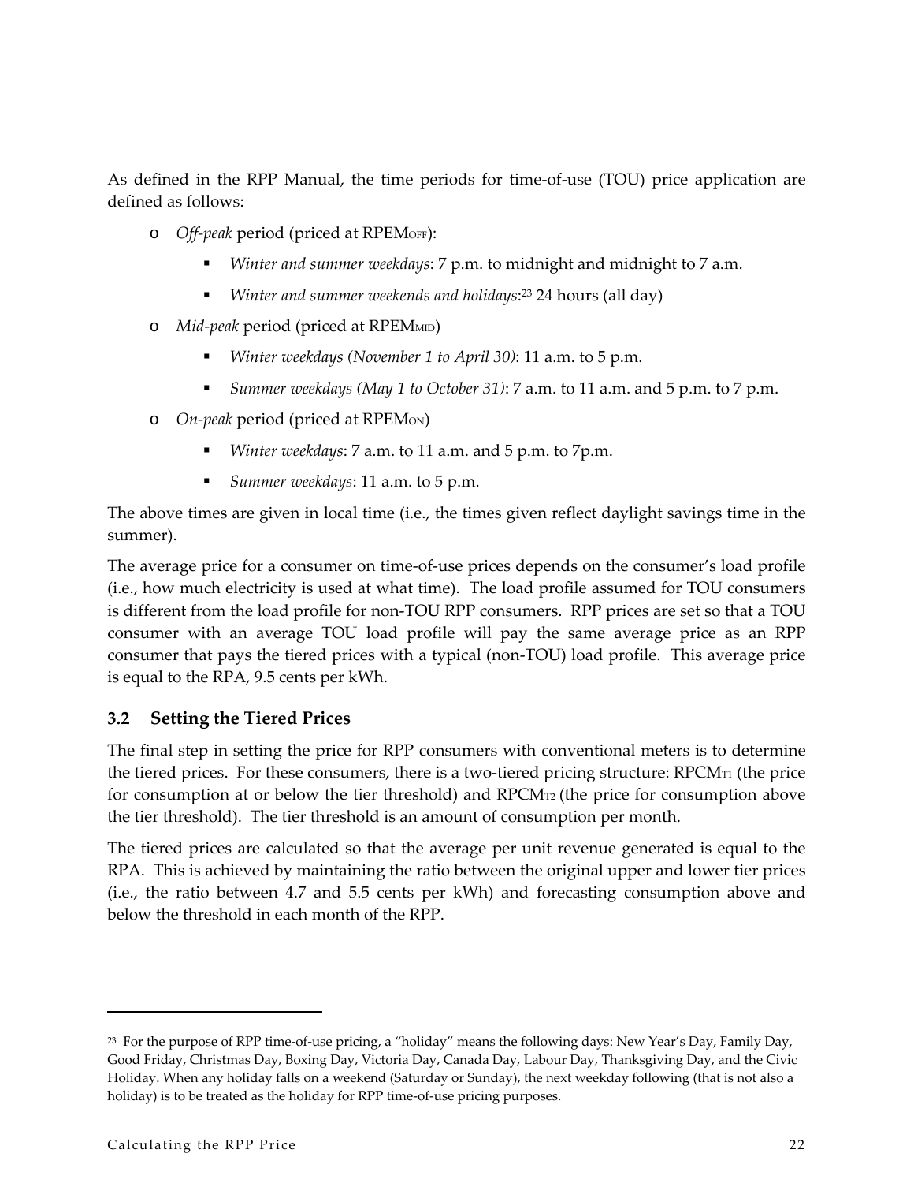As defined in the RPP Manual, the time periods for time-of-use (TOU) price application are defined as follows:

- *Off-peak* period (priced at $RPEM_{OFF}$):
  - *Winter and summer weekdays*: 7 p.m. to midnight and midnight to 7 a.m.
  - *Winter and summer weekends and holidays*:[23] 24 hours (all day)
- *Mid-peak* period (priced at $RPEM_{MID}$)
  - *Winter weekdays (November 1 to April 30)*: 11 a.m. to 5 p.m.
  - *Summer weekdays (May 1 to October 31)*: 7 a.m. to 11 a.m. and 5 p.m. to 7 p.m.
- *On-peak* period (priced at $RPEM_{ON}$)
  - *Winter weekdays*: 7 a.m. to 11 a.m. and 5 p.m. to 7p.m.
  - *Summer weekdays*: 11 a.m. to 5 p.m.

The above times are given in local time (i.e., the times given reflect daylight savings time in the summer).

The average price for a consumer on time-of-use prices depends on the consumer's load profile (i.e., how much electricity is used at what time). The load profile assumed for TOU consumers is different from the load profile for non-TOU RPP consumers. RPP prices are set so that a TOU consumer with an average TOU load profile will pay the same average price as an RPP consumer that pays the tiered prices with a typical (non-TOU) load profile. This average price is equal to the RPA, 9.5 cents per kWh.

### 3.2 Setting the Tiered Prices

The final step in setting the price for RPP consumers with conventional meters is to determine the tiered prices. For these consumers, there is a two-tiered pricing structure: $RPCM_{T1}$ (the price for consumption at or below the tier threshold) and $RPCM_{T2}$ (the price for consumption above the tier threshold). The tier threshold is an amount of consumption per month.

The tiered prices are calculated so that the average per unit revenue generated is equal to the RPA. This is achieved by maintaining the ratio between the original upper and lower tier prices (i.e., the ratio between 4.7 and 5.5 cents per kWh) and forecasting consumption above and below the threshold in each month of the RPP.

---

[23] For the purpose of RPP time-of-use pricing, a "holiday" means the following days: New Year's Day, Family Day, Good Friday, Christmas Day, Boxing Day, Victoria Day, Canada Day, Labour Day, Thanksgiving Day, and the Civic Holiday. When any holiday falls on a weekend (Saturday or Sunday), the next weekday following (that is not also a holiday) is to be treated as the holiday for RPP time-of-use pricing purposes.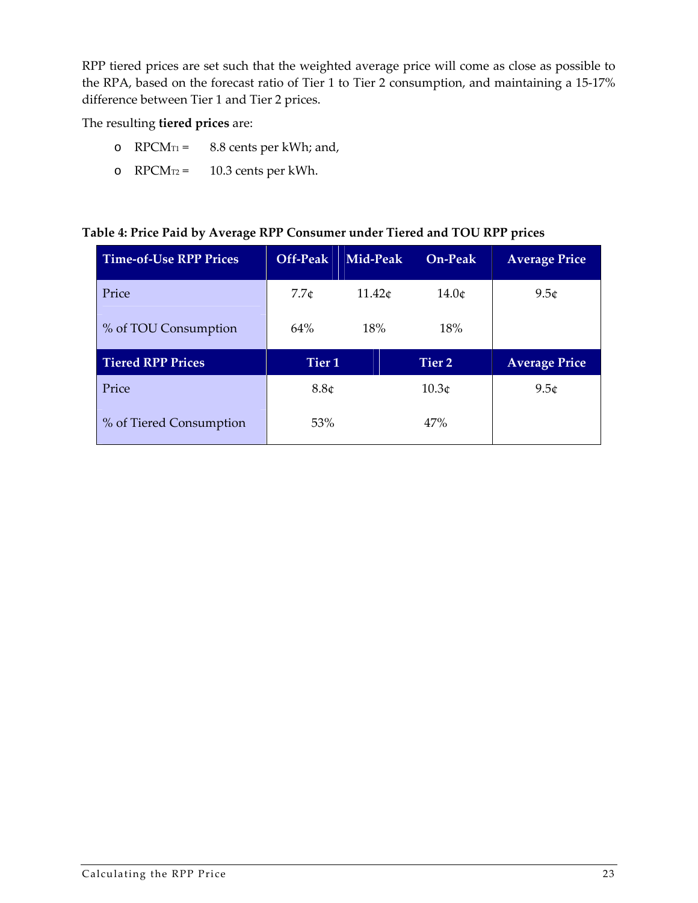RPP tiered prices are set such that the weighted average price will come as close as possible to the RPA, based on the forecast ratio of Tier 1 to Tier 2 consumption, and maintaining a 15-17% difference between Tier 1 and Tier 2 prices.

The resulting **tiered prices** are:

- $RPCM_{T1}$ = 8.8 cents per kWh; and,
- $RPCM_{T2}$ = 10.3 cents per kWh.

**Table 4: Price Paid by Average RPP Consumer under Tiered and TOU RPP prices**

| Time-of-Use RPP Prices | Off-Peak | Mid-Peak | On-Peak | Average Price |
|---|---|---|---|---|
| Price | 7.7¢ | 11.42¢ | 14.0¢ | 9.5¢ |
| % of TOU Consumption | 64% | 18% | 18% | |
| **Tiered RPP Prices** | **Tier 1** | | **Tier 2** | **Average Price** |
| Price | 8.8¢ | | 10.3¢ | 9.5¢ |
| % of Tiered Consumption | 53% | | 47% | |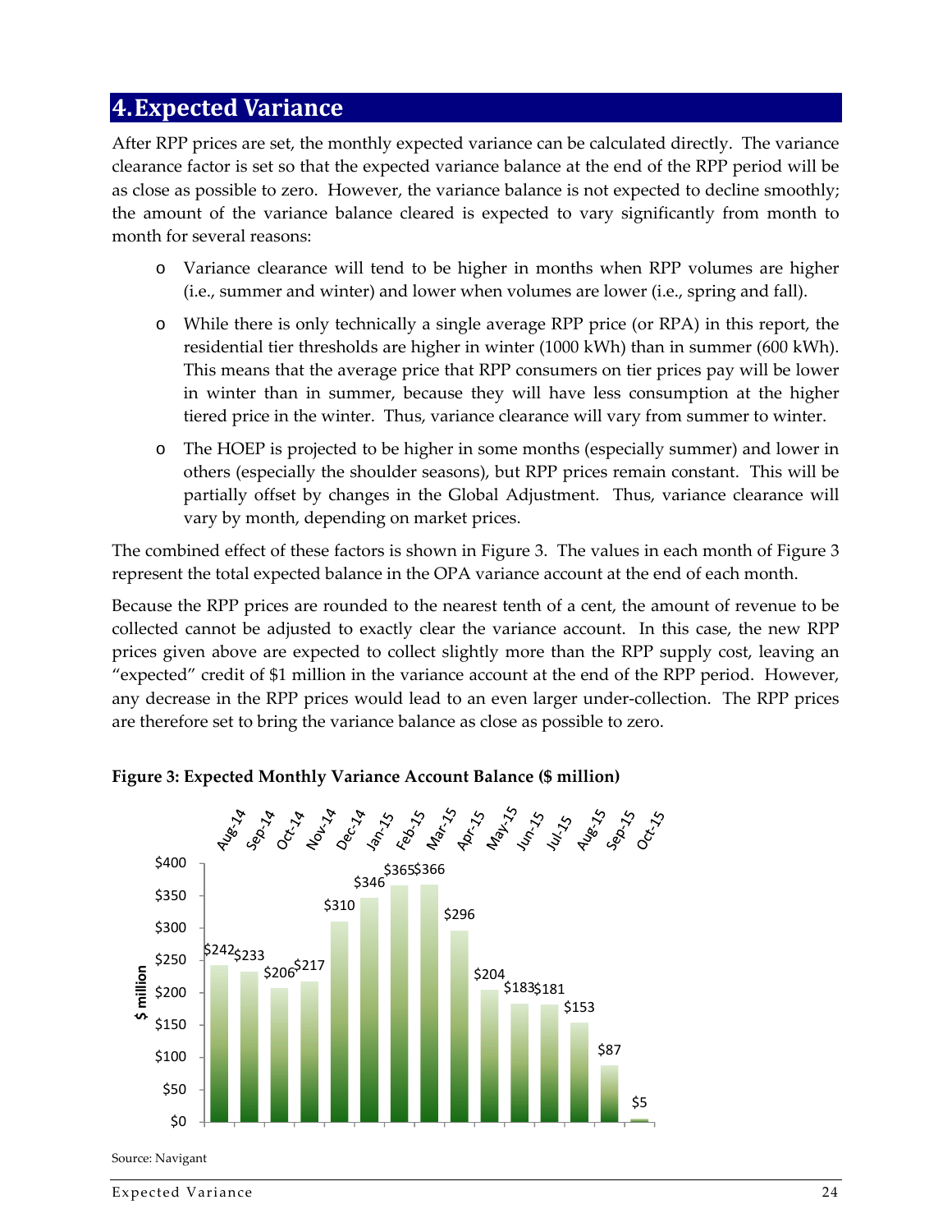## 4. Expected Variance

After RPP prices are set, the monthly expected variance can be calculated directly. The variance clearance factor is set so that the expected variance balance at the end of the RPP period will be as close as possible to zero. However, the variance balance is not expected to decline smoothly; the amount of the variance balance cleared is expected to vary significantly from month to month for several reasons:

- Variance clearance will tend to be higher in months when RPP volumes are higher (i.e., summer and winter) and lower when volumes are lower (i.e., spring and fall).
- While there is only technically a single average RPP price (or RPA) in this report, the residential tier thresholds are higher in winter (1000 kWh) than in summer (600 kWh). This means that the average price that RPP consumers on tier prices pay will be lower in winter than in summer, because they will have less consumption at the higher tiered price in the winter. Thus, variance clearance will vary from summer to winter.
- The HOEP is projected to be higher in some months (especially summer) and lower in others (especially the shoulder seasons), but RPP prices remain constant. This will be partially offset by changes in the Global Adjustment. Thus, variance clearance will vary by month, depending on market prices.

The combined effect of these factors is shown in Figure 3. The values in each month of Figure 3 represent the total expected balance in the OPA variance account at the end of each month.

Because the RPP prices are rounded to the nearest tenth of a cent, the amount of revenue to be collected cannot be adjusted to exactly clear the variance account. In this case, the new RPP prices given above are expected to collect slightly more than the RPP supply cost, leaving an "expected" credit of $1 million in the variance account at the end of the RPP period. However, any decrease in the RPP prices would lead to an even larger under-collection. The RPP prices are therefore set to bring the variance balance as close as possible to zero.

**Figure 3: Expected Monthly Variance Account Balance ($ million)**

Aug-14 Sep-14 Oct-14 Nov-14 Dec-14 Jan-15 Feb-15 Mar-15 Apr-15 May-15 Jun-15 Jul-15 Aug-15 Sep-15 Oct-15

$ million

$0 $50 $100 $150 $200 $250 $300 $350 $400

$242 $233 $206 $217 $310 $346 $365 $366 $296 $204 $183 $181 $153 $87 $5

Source: Navigant